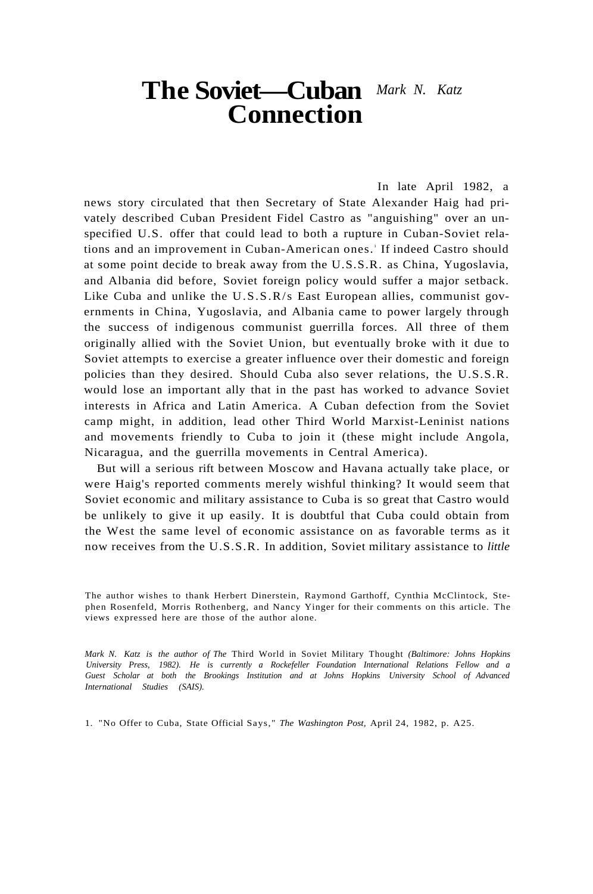# The Soviet—Cuban Connection

*Mark N. Katz*

In late April 1982, a news story circulated that then Secretary of State Alexander Haig had privately described Cuban President Fidel Castro as "anguishing" over an unspecified U.S. offer that could lead to both a rupture in Cuban-Soviet relations and an improvement in Cuban-American ones.[1] If indeed Castro should at some point decide to break away from the U.S.S.R. as China, Yugoslavia, and Albania did before, Soviet foreign policy would suffer a major setback. Like Cuba and unlike the U.S.S.R/s East European allies, communist governments in China, Yugoslavia, and Albania came to power largely through the success of indigenous communist guerrilla forces. All three of them originally allied with the Soviet Union, but eventually broke with it due to Soviet attempts to exercise a greater influence over their domestic and foreign policies than they desired. Should Cuba also sever relations, the U.S.S.R. would lose an important ally that in the past has worked to advance Soviet interests in Africa and Latin America. A Cuban defection from the Soviet camp might, in addition, lead other Third World Marxist-Leninist nations and movements friendly to Cuba to join it (these might include Angola, Nicaragua, and the guerrilla movements in Central America).

But will a serious rift between Moscow and Havana actually take place, or were Haig's reported comments merely wishful thinking? It would seem that Soviet economic and military assistance to Cuba is so great that Castro would be unlikely to give it up easily. It is doubtful that Cuba could obtain from the West the same level of economic assistance on as favorable terms as it now receives from the U.S.S.R. In addition, Soviet military assistance to *little*

The author wishes to thank Herbert Dinerstein, Raymond Garthoff, Cynthia McClintock, Stephen Rosenfeld, Morris Rothenberg, and Nancy Yinger for their comments on this article. The views expressed here are those of the author alone.

*Mark N. Katz is the author of* The Third World in Soviet Military Thought *(Baltimore: Johns Hopkins University Press, 1982). He is currently a Rockefeller Foundation International Relations Fellow and a Guest Scholar at both the Brookings Institution and at Johns Hopkins University School of Advanced International Studies (SAIS).*

1. "No Offer to Cuba, State Official Says," *The Washington Post,* April 24, 1982, p. A25.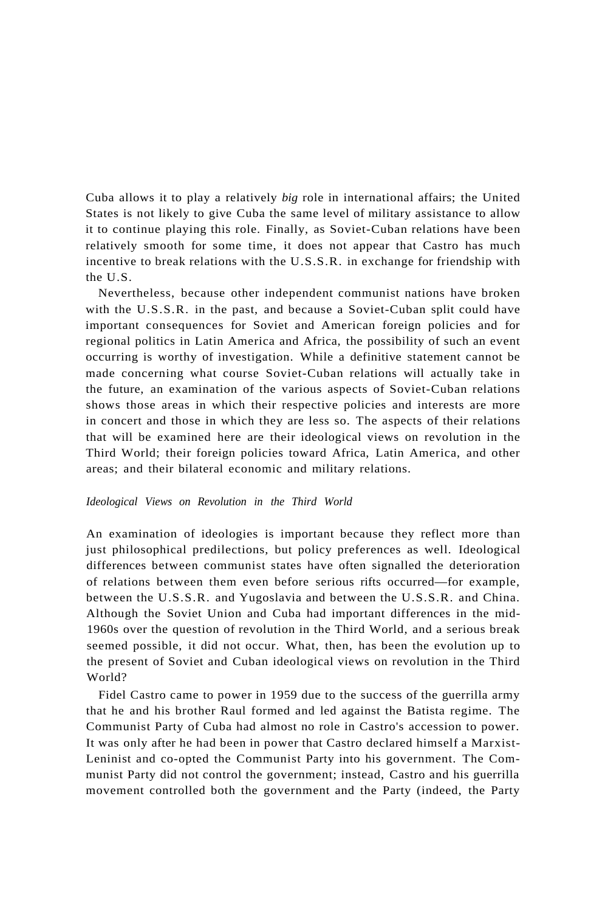Cuba allows it to play a relatively *big* role in international affairs; the United States is not likely to give Cuba the same level of military assistance to allow it to continue playing this role. Finally, as Soviet-Cuban relations have been relatively smooth for some time, it does not appear that Castro has much incentive to break relations with the U.S.S.R. in exchange for friendship with the U.S.

Nevertheless, because other independent communist nations have broken with the U.S.S.R. in the past, and because a Soviet-Cuban split could have important consequences for Soviet and American foreign policies and for regional politics in Latin America and Africa, the possibility of such an event occurring is worthy of investigation. While a definitive statement cannot be made concerning what course Soviet-Cuban relations will actually take in the future, an examination of the various aspects of Soviet-Cuban relations shows those areas in which their respective policies and interests are more in concert and those in which they are less so. The aspects of their relations that will be examined here are their ideological views on revolution in the Third World; their foreign policies toward Africa, Latin America, and other areas; and their bilateral economic and military relations.

### *Ideological Views on Revolution in the Third World*

An examination of ideologies is important because they reflect more than just philosophical predilections, but policy preferences as well. Ideological differences between communist states have often signalled the deterioration of relations between them even before serious rifts occurred—for example, between the U.S.S.R. and Yugoslavia and between the U.S.S.R. and China. Although the Soviet Union and Cuba had important differences in the mid-1960s over the question of revolution in the Third World, and a serious break seemed possible, it did not occur. What, then, has been the evolution up to the present of Soviet and Cuban ideological views on revolution in the Third World?

Fidel Castro came to power in 1959 due to the success of the guerrilla army that he and his brother Raul formed and led against the Batista regime. The Communist Party of Cuba had almost no role in Castro's accession to power. It was only after he had been in power that Castro declared himself a Marxist-Leninist and co-opted the Communist Party into his government. The Communist Party did not control the government; instead, Castro and his guerrilla movement controlled both the government and the Party (indeed, the Party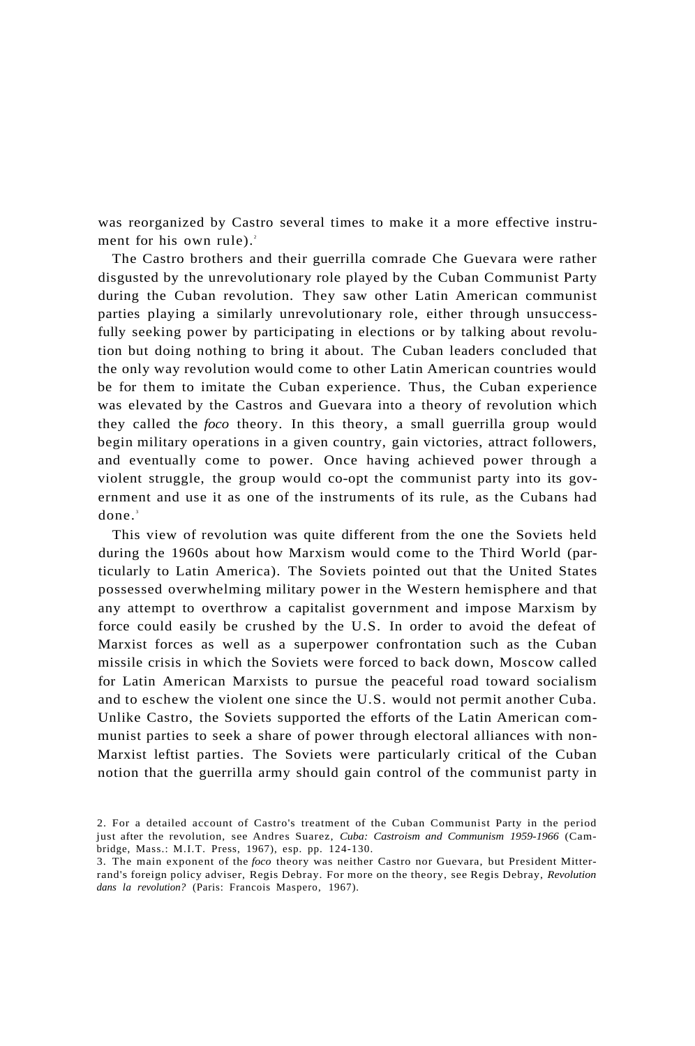was reorganized by Castro several times to make it a more effective instrument for his own rule).[2]

The Castro brothers and their guerrilla comrade Che Guevara were rather disgusted by the unrevolutionary role played by the Cuban Communist Party during the Cuban revolution. They saw other Latin American communist parties playing a similarly unrevolutionary role, either through unsuccessfully seeking power by participating in elections or by talking about revolution but doing nothing to bring it about. The Cuban leaders concluded that the only way revolution would come to other Latin American countries would be for them to imitate the Cuban experience. Thus, the Cuban experience was elevated by the Castros and Guevara into a theory of revolution which they called the *foco* theory. In this theory, a small guerrilla group would begin military operations in a given country, gain victories, attract followers, and eventually come to power. Once having achieved power through a violent struggle, the group would co-opt the communist party into its government and use it as one of the instruments of its rule, as the Cubans had done.[3]

This view of revolution was quite different from the one the Soviets held during the 1960s about how Marxism would come to the Third World (particularly to Latin America). The Soviets pointed out that the United States possessed overwhelming military power in the Western hemisphere and that any attempt to overthrow a capitalist government and impose Marxism by force could easily be crushed by the U.S. In order to avoid the defeat of Marxist forces as well as a superpower confrontation such as the Cuban missile crisis in which the Soviets were forced to back down, Moscow called for Latin American Marxists to pursue the peaceful road toward socialism and to eschew the violent one since the U.S. would not permit another Cuba. Unlike Castro, the Soviets supported the efforts of the Latin American communist parties to seek a share of power through electoral alliances with non-Marxist leftist parties. The Soviets were particularly critical of the Cuban notion that the guerrilla army should gain control of the communist party in

2. For a detailed account of Castro's treatment of the Cuban Communist Party in the period just after the revolution, see Andres Suarez, *Cuba: Castroism and Communism 1959-1966* (Cambridge, Mass.: M.I.T. Press, 1967), esp. pp. 124-130.

3. The main exponent of the *foco* theory was neither Castro nor Guevara, but President Mitterrand's foreign policy adviser, Regis Debray. For more on the theory, see Regis Debray, *Revolution dans la revolution?* (Paris: Francois Maspero, 1967).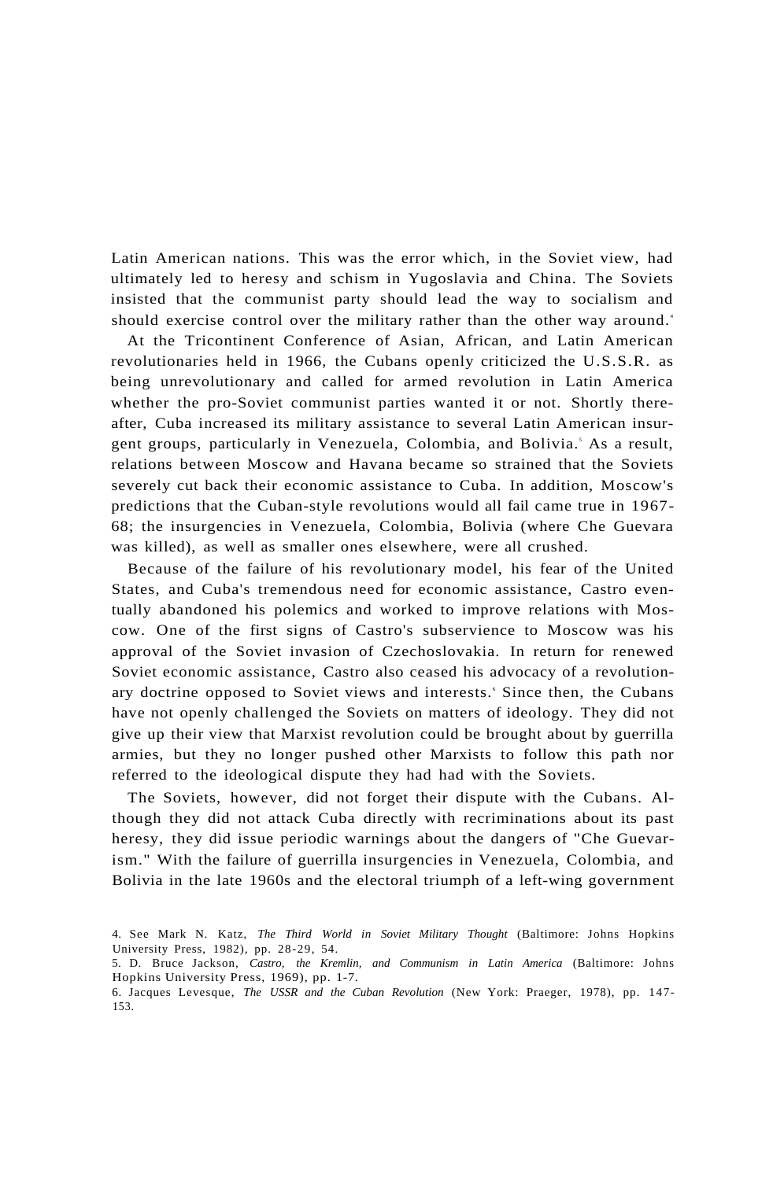Latin American nations. This was the error which, in the Soviet view, had ultimately led to heresy and schism in Yugoslavia and China. The Soviets insisted that the communist party should lead the way to socialism and should exercise control over the military rather than the other way around.[4]

At the Tricontinent Conference of Asian, African, and Latin American revolutionaries held in 1966, the Cubans openly criticized the U.S.S.R. as being unrevolutionary and called for armed revolution in Latin America whether the pro-Soviet communist parties wanted it or not. Shortly thereafter, Cuba increased its military assistance to several Latin American insurgent groups, particularly in Venezuela, Colombia, and Bolivia.[5] As a result, relations between Moscow and Havana became so strained that the Soviets severely cut back their economic assistance to Cuba. In addition, Moscow's predictions that the Cuban-style revolutions would all fail came true in 1967-68; the insurgencies in Venezuela, Colombia, Bolivia (where Che Guevara was killed), as well as smaller ones elsewhere, were all crushed.

Because of the failure of his revolutionary model, his fear of the United States, and Cuba's tremendous need for economic assistance, Castro eventually abandoned his polemics and worked to improve relations with Moscow. One of the first signs of Castro's subservience to Moscow was his approval of the Soviet invasion of Czechoslovakia. In return for renewed Soviet economic assistance, Castro also ceased his advocacy of a revolutionary doctrine opposed to Soviet views and interests.[6] Since then, the Cubans have not openly challenged the Soviets on matters of ideology. They did not give up their view that Marxist revolution could be brought about by guerrilla armies, but they no longer pushed other Marxists to follow this path nor referred to the ideological dispute they had had with the Soviets.

The Soviets, however, did not forget their dispute with the Cubans. Although they did not attack Cuba directly with recriminations about its past heresy, they did issue periodic warnings about the dangers of "Che Guevarism." With the failure of guerrilla insurgencies in Venezuela, Colombia, and Bolivia in the late 1960s and the electoral triumph of a left-wing government

4. See Mark N. Katz, *The Third World in Soviet Military Thought* (Baltimore: Johns Hopkins University Press, 1982), pp. 28-29, 54.

5. D. Bruce Jackson, *Castro, the Kremlin, and Communism in Latin America* (Baltimore: Johns Hopkins University Press, 1969), pp. 1-7.

6. Jacques Levesque, *The USSR and the Cuban Revolution* (New York: Praeger, 1978), pp. 147-153.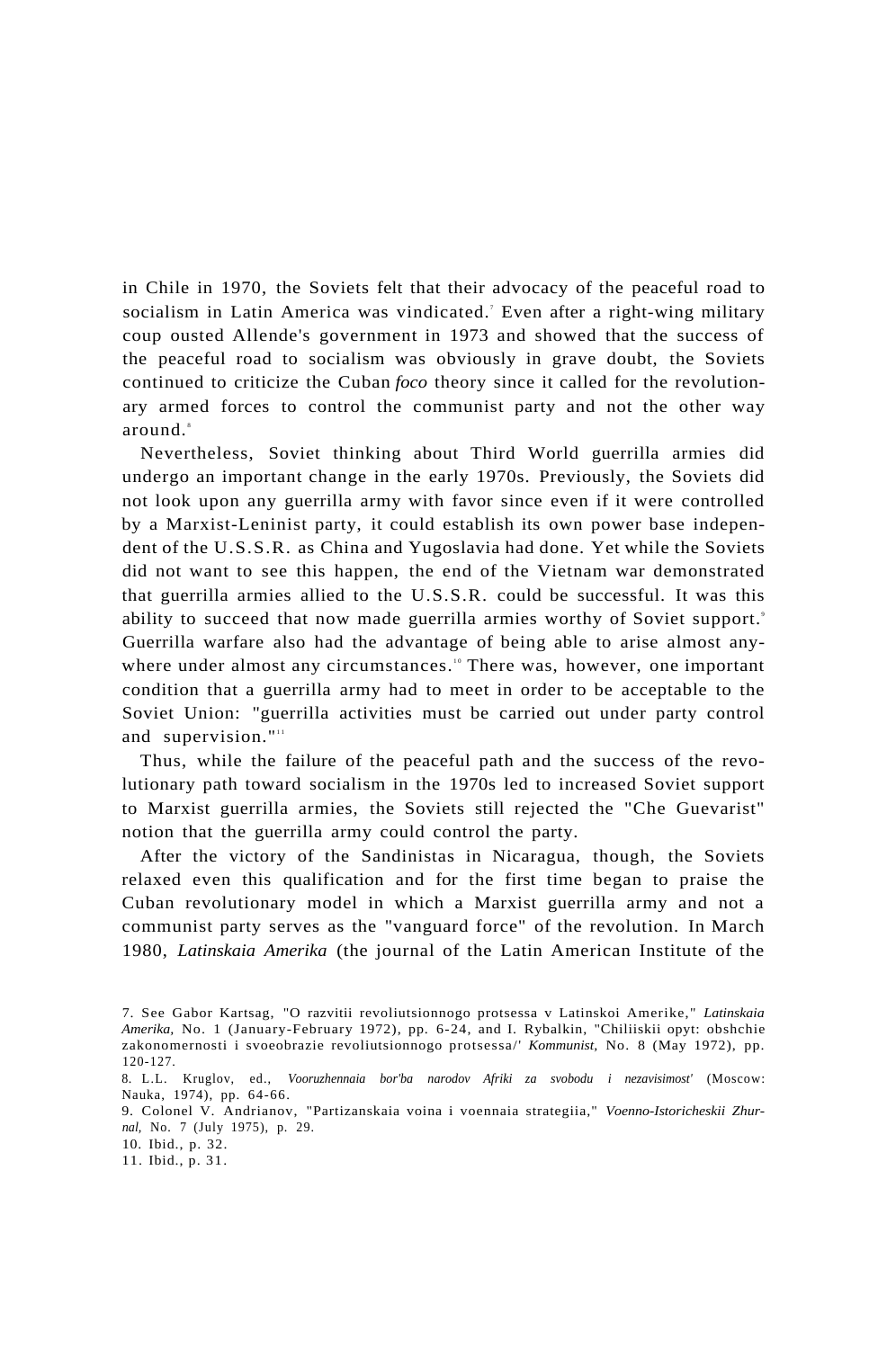in Chile in 1970, the Soviets felt that their advocacy of the peaceful road to socialism in Latin America was vindicated.[7] Even after a right-wing military coup ousted Allende's government in 1973 and showed that the success of the peaceful road to socialism was obviously in grave doubt, the Soviets continued to criticize the Cuban *foco* theory since it called for the revolutionary armed forces to control the communist party and not the other way around.[8]

Nevertheless, Soviet thinking about Third World guerrilla armies did undergo an important change in the early 1970s. Previously, the Soviets did not look upon any guerrilla army with favor since even if it were controlled by a Marxist-Leninist party, it could establish its own power base independent of the U.S.S.R. as China and Yugoslavia had done. Yet while the Soviets did not want to see this happen, the end of the Vietnam war demonstrated that guerrilla armies allied to the U.S.S.R. could be successful. It was this ability to succeed that now made guerrilla armies worthy of Soviet support.[9] Guerrilla warfare also had the advantage of being able to arise almost anywhere under almost any circumstances.[10] There was, however, one important condition that a guerrilla army had to meet in order to be acceptable to the Soviet Union: "guerrilla activities must be carried out under party control and supervision."[11]

Thus, while the failure of the peaceful path and the success of the revolutionary path toward socialism in the 1970s led to increased Soviet support to Marxist guerrilla armies, the Soviets still rejected the "Che Guevarist" notion that the guerrilla army could control the party.

After the victory of the Sandinistas in Nicaragua, though, the Soviets relaxed even this qualification and for the first time began to praise the Cuban revolutionary model in which a Marxist guerrilla army and not a communist party serves as the "vanguard force" of the revolution. In March 1980, *Latinskaia Amerika* (the journal of the Latin American Institute of the

7. See Gabor Kartsag, "O razvitii revoliutsionnogo protsessa v Latinskoi Amerike," *Latinskaia Amerika,* No. 1 (January-February 1972), pp. 6-24, and I. Rybalkin, "Chiliiskii opyt: obshchie zakonomernosti i svoeobrazie revoliutsionnogo protsessa/' *Kommunist,* No. 8 (May 1972), pp. 120-127.

8. L.L. Kruglov, ed., *Vooruzhennaia bor'ba narodov Afriki za svobodu i nezavisimost'* (Moscow: Nauka, 1974), pp. 64-66.

9. Colonel V. Andrianov, "Partizanskaia voina i voennaia strategiia," *Voenno-Istoricheskii Zhurnal,* No. 7 (July 1975), p. 29.

10. Ibid., p. 32.

11. Ibid., p. 31.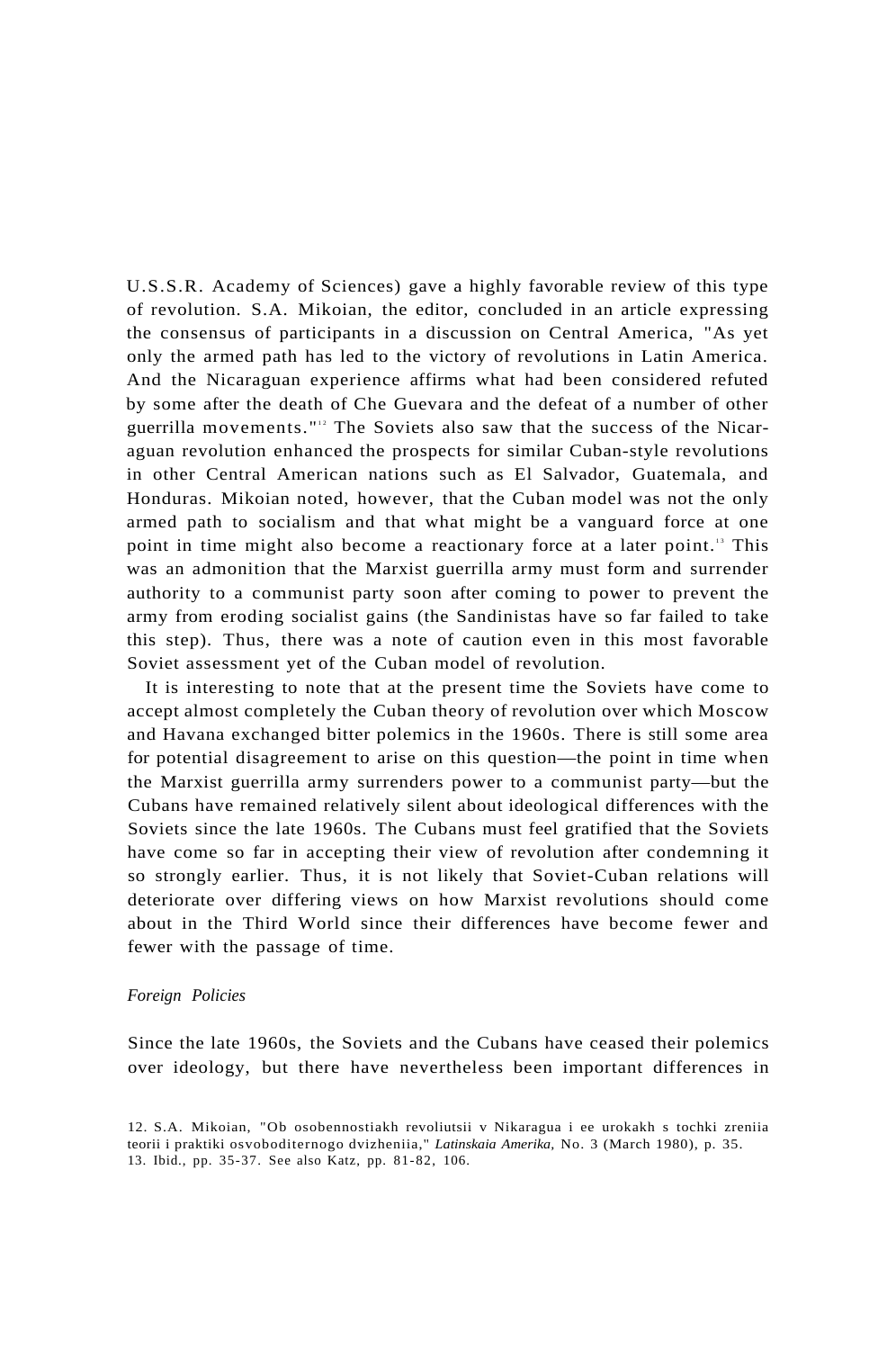U.S.S.R. Academy of Sciences) gave a highly favorable review of this type of revolution. S.A. Mikoian, the editor, concluded in an article expressing the consensus of participants in a discussion on Central America, "As yet only the armed path has led to the victory of revolutions in Latin America. And the Nicaraguan experience affirms what had been considered refuted by some after the death of Che Guevara and the defeat of a number of other guerrilla movements."[12] The Soviets also saw that the success of the Nicaraguan revolution enhanced the prospects for similar Cuban-style revolutions in other Central American nations such as El Salvador, Guatemala, and Honduras. Mikoian noted, however, that the Cuban model was not the only armed path to socialism and that what might be a vanguard force at one point in time might also become a reactionary force at a later point.[13] This was an admonition that the Marxist guerrilla army must form and surrender authority to a communist party soon after coming to power to prevent the army from eroding socialist gains (the Sandinistas have so far failed to take this step). Thus, there was a note of caution even in this most favorable Soviet assessment yet of the Cuban model of revolution.

It is interesting to note that at the present time the Soviets have come to accept almost completely the Cuban theory of revolution over which Moscow and Havana exchanged bitter polemics in the 1960s. There is still some area for potential disagreement to arise on this question—the point in time when the Marxist guerrilla army surrenders power to a communist party—but the Cubans have remained relatively silent about ideological differences with the Soviets since the late 1960s. The Cubans must feel gratified that the Soviets have come so far in accepting their view of revolution after condemning it so strongly earlier. Thus, it is not likely that Soviet-Cuban relations will deteriorate over differing views on how Marxist revolutions should come about in the Third World since their differences have become fewer and fewer with the passage of time.

*Foreign Policies*

Since the late 1960s, the Soviets and the Cubans have ceased their polemics over ideology, but there have nevertheless been important differences in

12. S.A. Mikoian, "Ob osobennostiakh revoliutsii v Nikaragua i ee urokakh s tochki zreniia teorii i praktiki osvoboditernogo dvizheniia," *Latinskaia Amerika*, No. 3 (March 1980), p. 35.
13. Ibid., pp. 35-37. See also Katz, pp. 81-82, 106.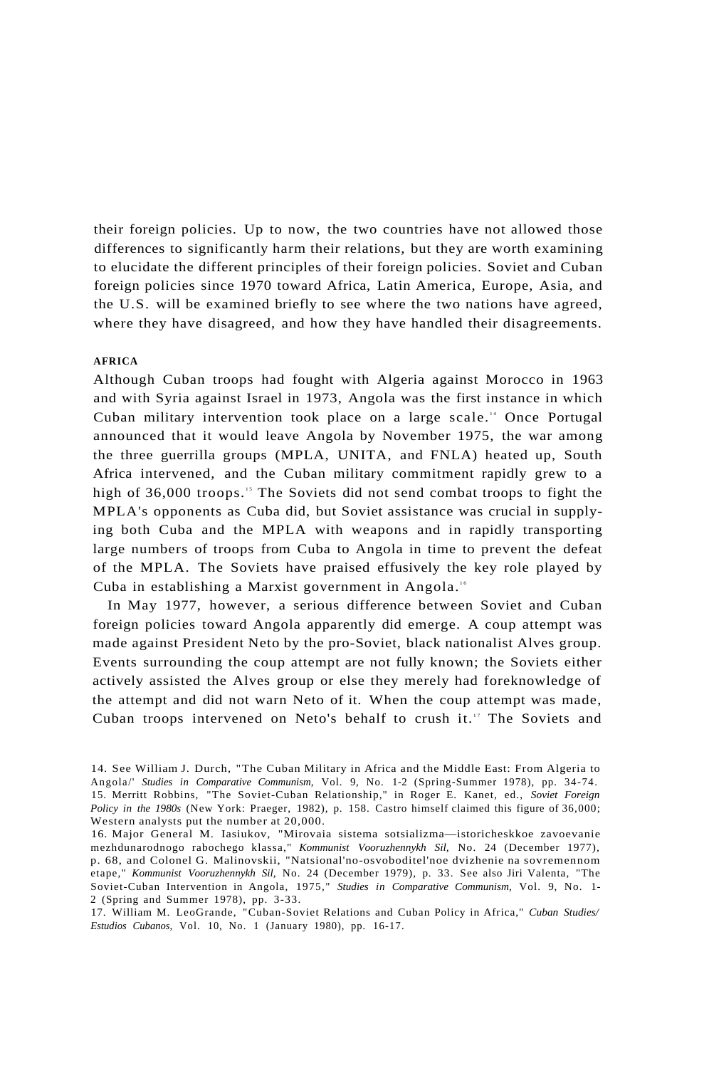their foreign policies. Up to now, the two countries have not allowed those differences to significantly harm their relations, but they are worth examining to elucidate the different principles of their foreign policies. Soviet and Cuban foreign policies since 1970 toward Africa, Latin America, Europe, Asia, and the U.S. will be examined briefly to see where the two nations have agreed, where they have disagreed, and how they have handled their disagreements.

**AFRICA**

Although Cuban troops had fought with Algeria against Morocco in 1963 and with Syria against Israel in 1973, Angola was the first instance in which Cuban military intervention took place on a large scale.[14] Once Portugal announced that it would leave Angola by November 1975, the war among the three guerrilla groups (MPLA, UNITA, and FNLA) heated up, South Africa intervened, and the Cuban military commitment rapidly grew to a high of 36,000 troops.[15] The Soviets did not send combat troops to fight the MPLA's opponents as Cuba did, but Soviet assistance was crucial in supplying both Cuba and the MPLA with weapons and in rapidly transporting large numbers of troops from Cuba to Angola in time to prevent the defeat of the MPLA. The Soviets have praised effusively the key role played by Cuba in establishing a Marxist government in Angola.[16]

In May 1977, however, a serious difference between Soviet and Cuban foreign policies toward Angola apparently did emerge. A coup attempt was made against President Neto by the pro-Soviet, black nationalist Alves group. Events surrounding the coup attempt are not fully known; the Soviets either actively assisted the Alves group or else they merely had foreknowledge of the attempt and did not warn Neto of it. When the coup attempt was made, Cuban troops intervened on Neto's behalf to crush it.[17] The Soviets and

14. See William J. Durch, "The Cuban Military in Africa and the Middle East: From Algeria to Angola/' *Studies in Comparative Communism,* Vol. 9, No. 1-2 (Spring-Summer 1978), pp. 34-74.

15. Merritt Robbins, "The Soviet-Cuban Relationship," in Roger E. Kanet, ed., *Soviet Foreign Policy in the 1980s* (New York: Praeger, 1982), p. 158. Castro himself claimed this figure of 36,000; Western analysts put the number at 20,000.

16. Major General M. Iasiukov, "Mirovaia sistema sotsializma—istoricheskkoe zavoevanie mezhdunarodnogo rabochego klassa," *Kommunist Vooruzhennykh Sil,* No. 24 (December 1977), p. 68, and Colonel G. Malinovskii, "Natsional'no-osvoboditel'noe dvizhenie na sovremennom etape," *Kommunist Vooruzhennykh Sil,* No. 24 (December 1979), p. 33. See also Jiri Valenta, "The Soviet-Cuban Intervention in Angola, 1975," *Studies in Comparative Communism,* Vol. 9, No. 1-2 (Spring and Summer 1978), pp. 3-33.

17. William M. LeoGrande, "Cuban-Soviet Relations and Cuban Policy in Africa," *Cuban Studies/ Estudios Cubanos,* Vol. 10, No. 1 (January 1980), pp. 16-17.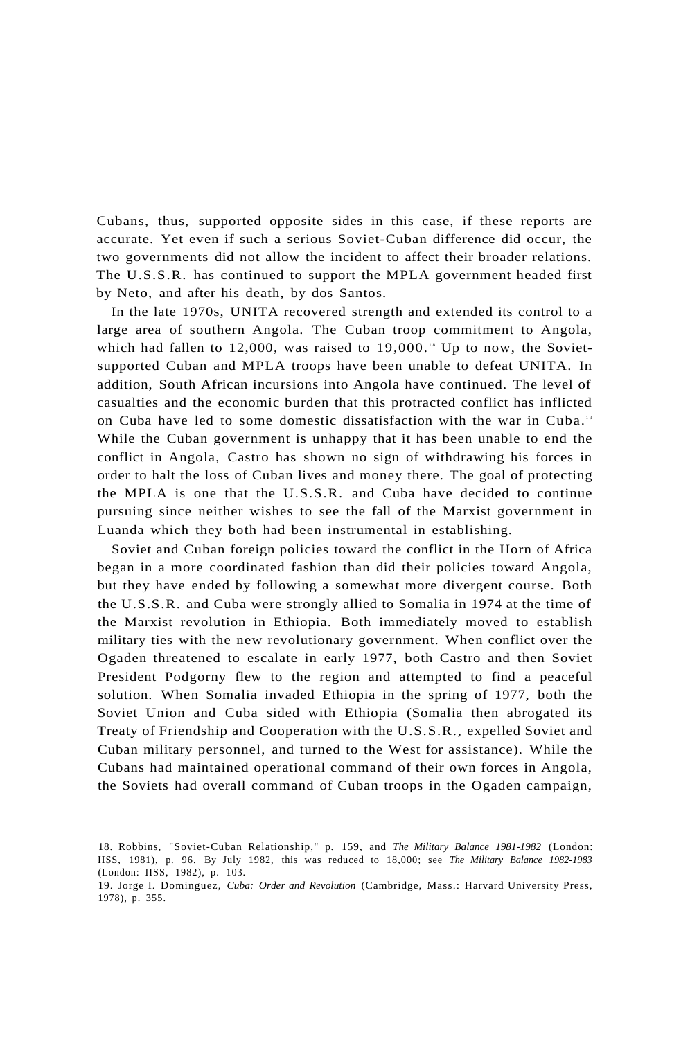Cubans, thus, supported opposite sides in this case, if these reports are accurate. Yet even if such a serious Soviet-Cuban difference did occur, the two governments did not allow the incident to affect their broader relations. The U.S.S.R. has continued to support the MPLA government headed first by Neto, and after his death, by dos Santos.

In the late 1970s, UNITA recovered strength and extended its control to a large area of southern Angola. The Cuban troop commitment to Angola, which had fallen to 12,000, was raised to 19,000.[18] Up to now, the Soviet-supported Cuban and MPLA troops have been unable to defeat UNITA. In addition, South African incursions into Angola have continued. The level of casualties and the economic burden that this protracted conflict has inflicted on Cuba have led to some domestic dissatisfaction with the war in Cuba.[19] While the Cuban government is unhappy that it has been unable to end the conflict in Angola, Castro has shown no sign of withdrawing his forces in order to halt the loss of Cuban lives and money there. The goal of protecting the MPLA is one that the U.S.S.R. and Cuba have decided to continue pursuing since neither wishes to see the fall of the Marxist government in Luanda which they both had been instrumental in establishing.

Soviet and Cuban foreign policies toward the conflict in the Horn of Africa began in a more coordinated fashion than did their policies toward Angola, but they have ended by following a somewhat more divergent course. Both the U.S.S.R. and Cuba were strongly allied to Somalia in 1974 at the time of the Marxist revolution in Ethiopia. Both immediately moved to establish military ties with the new revolutionary government. When conflict over the Ogaden threatened to escalate in early 1977, both Castro and then Soviet President Podgorny flew to the region and attempted to find a peaceful solution. When Somalia invaded Ethiopia in the spring of 1977, both the Soviet Union and Cuba sided with Ethiopia (Somalia then abrogated its Treaty of Friendship and Cooperation with the U.S.S.R., expelled Soviet and Cuban military personnel, and turned to the West for assistance). While the Cubans had maintained operational command of their own forces in Angola, the Soviets had overall command of Cuban troops in the Ogaden campaign,

18. Robbins, "Soviet-Cuban Relationship," p. 159, and *The Military Balance 1981-1982* (London: IISS, 1981), p. 96. By July 1982, this was reduced to 18,000; see *The Military Balance 1982-1983* (London: IISS, 1982), p. 103.

19. Jorge I. Dominguez, *Cuba: Order and Revolution* (Cambridge, Mass.: Harvard University Press, 1978), p. 355.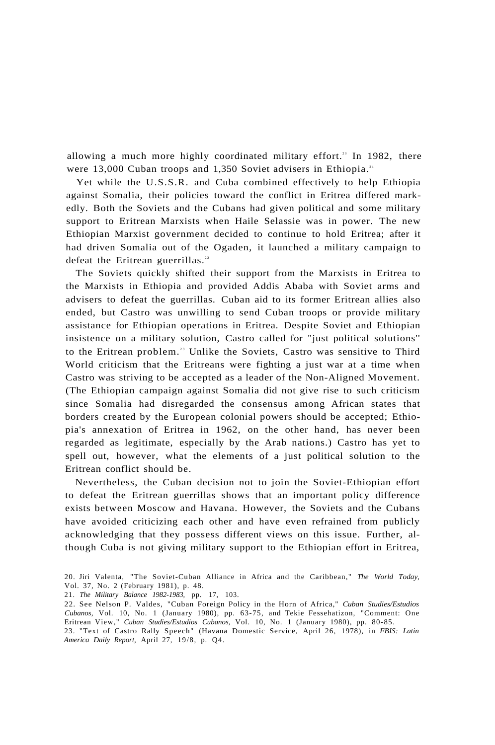allowing a much more highly coordinated military effort.[20] In 1982, there were 13,000 Cuban troops and 1,350 Soviet advisers in Ethiopia.[21]

Yet while the U.S.S.R. and Cuba combined effectively to help Ethiopia against Somalia, their policies toward the conflict in Eritrea differed markedly. Both the Soviets and the Cubans had given political and some military support to Eritrean Marxists when Haile Selassie was in power. The new Ethiopian Marxist government decided to continue to hold Eritrea; after it had driven Somalia out of the Ogaden, it launched a military campaign to defeat the Eritrean guerrillas.[22]

The Soviets quickly shifted their support from the Marxists in Eritrea to the Marxists in Ethiopia and provided Addis Ababa with Soviet arms and advisers to defeat the guerrillas. Cuban aid to its former Eritrean allies also ended, but Castro was unwilling to send Cuban troops or provide military assistance for Ethiopian operations in Eritrea. Despite Soviet and Ethiopian insistence on a military solution, Castro called for "just political solutions" to the Eritrean problem.[23] Unlike the Soviets, Castro was sensitive to Third World criticism that the Eritreans were fighting a just war at a time when Castro was striving to be accepted as a leader of the Non-Aligned Movement. (The Ethiopian campaign against Somalia did not give rise to such criticism since Somalia had disregarded the consensus among African states that borders created by the European colonial powers should be accepted; Ethiopia's annexation of Eritrea in 1962, on the other hand, has never been regarded as legitimate, especially by the Arab nations.) Castro has yet to spell out, however, what the elements of a just political solution to the Eritrean conflict should be.

Nevertheless, the Cuban decision not to join the Soviet-Ethiopian effort to defeat the Eritrean guerrillas shows that an important policy difference exists between Moscow and Havana. However, the Soviets and the Cubans have avoided criticizing each other and have even refrained from publicly acknowledging that they possess different views on this issue. Further, although Cuba is not giving military support to the Ethiopian effort in Eritrea,

20. Jiri Valenta, "The Soviet-Cuban Alliance in Africa and the Caribbean," *The World Today,* Vol. 37, No. 2 (February 1981), p. 48.

21. *The Military Balance 1982-1983,* pp. 17, 103.

22. See Nelson P. Valdes, "Cuban Foreign Policy in the Horn of Africa," *Cuban Studies/Estudios Cubanos,* Vol. 10, No. 1 (January 1980), pp. 63-75, and Tekie Fessehatizon, "Comment: One Eritrean View," *Cuban Studies/Estudios Cubanos,* Vol. 10, No. 1 (January 1980), pp. 80-85.

23. "Text of Castro Rally Speech" (Havana Domestic Service, April 26, 1978), in *FBIS: Latin America Daily Report,* April 27, 19/8, p. Q4.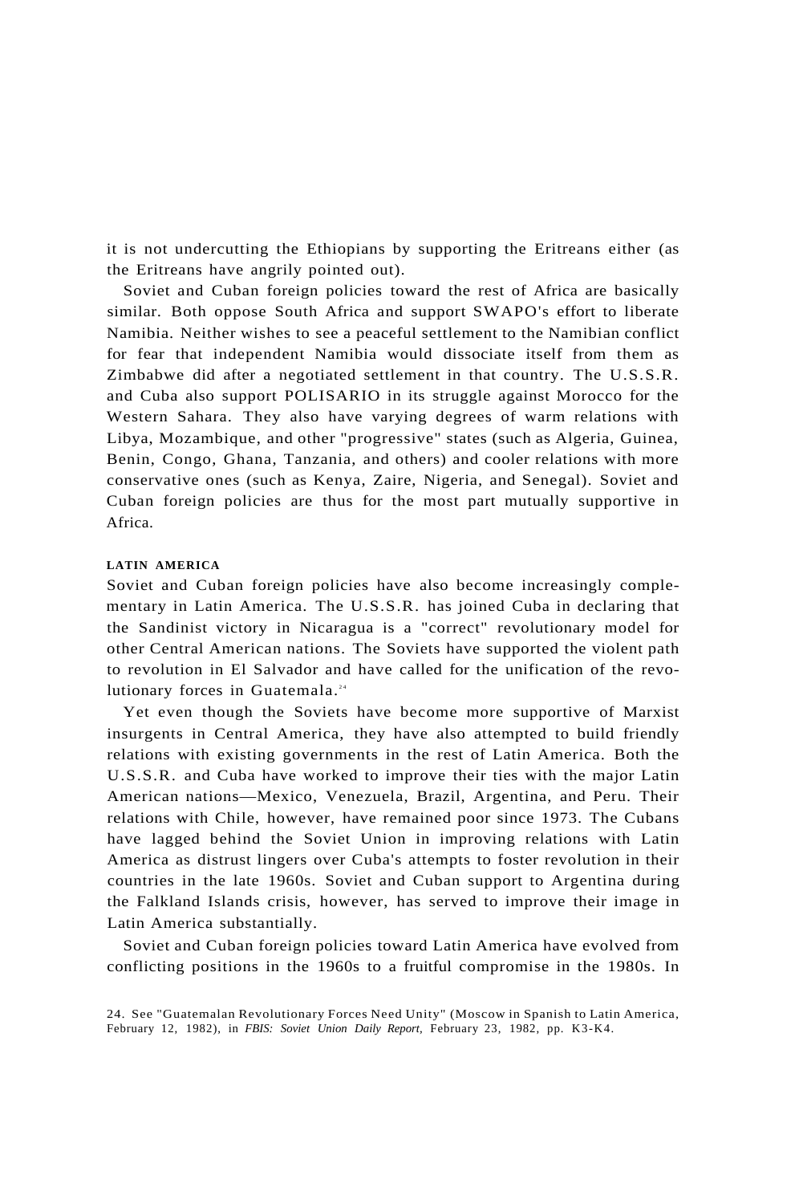it is not undercutting the Ethiopians by supporting the Eritreans either (as the Eritreans have angrily pointed out).

Soviet and Cuban foreign policies toward the rest of Africa are basically similar. Both oppose South Africa and support SWAPO's effort to liberate Namibia. Neither wishes to see a peaceful settlement to the Namibian conflict for fear that independent Namibia would dissociate itself from them as Zimbabwe did after a negotiated settlement in that country. The U.S.S.R. and Cuba also support POLISARIO in its struggle against Morocco for the Western Sahara. They also have varying degrees of warm relations with Libya, Mozambique, and other "progressive" states (such as Algeria, Guinea, Benin, Congo, Ghana, Tanzania, and others) and cooler relations with more conservative ones (such as Kenya, Zaire, Nigeria, and Senegal). Soviet and Cuban foreign policies are thus for the most part mutually supportive in Africa.

#### LATIN AMERICA

Soviet and Cuban foreign policies have also become increasingly complementary in Latin America. The U.S.S.R. has joined Cuba in declaring that the Sandinist victory in Nicaragua is a "correct" revolutionary model for other Central American nations. The Soviets have supported the violent path to revolution in El Salvador and have called for the unification of the revolutionary forces in Guatemala.[24]

Yet even though the Soviets have become more supportive of Marxist insurgents in Central America, they have also attempted to build friendly relations with existing governments in the rest of Latin America. Both the U.S.S.R. and Cuba have worked to improve their ties with the major Latin American nations—Mexico, Venezuela, Brazil, Argentina, and Peru. Their relations with Chile, however, have remained poor since 1973. The Cubans have lagged behind the Soviet Union in improving relations with Latin America as distrust lingers over Cuba's attempts to foster revolution in their countries in the late 1960s. Soviet and Cuban support to Argentina during the Falkland Islands crisis, however, has served to improve their image in Latin America substantially.

Soviet and Cuban foreign policies toward Latin America have evolved from conflicting positions in the 1960s to a fruitful compromise in the 1980s. In

24. See "Guatemalan Revolutionary Forces Need Unity" (Moscow in Spanish to Latin America, February 12, 1982), in *FBIS: Soviet Union Daily Report*, February 23, 1982, pp. K3-K4.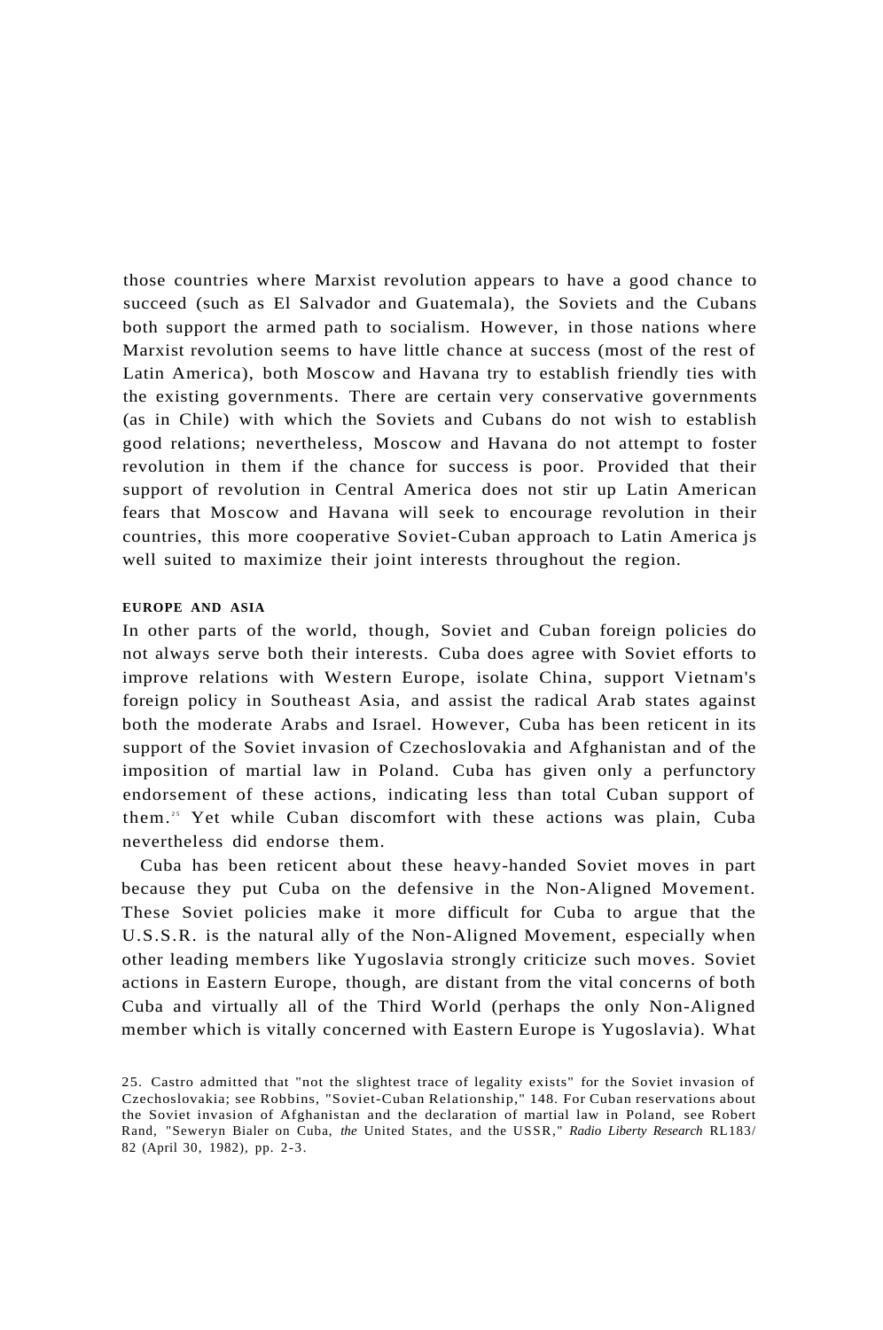those countries where Marxist revolution appears to have a good chance to succeed (such as El Salvador and Guatemala), the Soviets and the Cubans both support the armed path to socialism. However, in those nations where Marxist revolution seems to have little chance at success (most of the rest of Latin America), both Moscow and Havana try to establish friendly ties with the existing governments. There are certain very conservative governments (as in Chile) with which the Soviets and Cubans do not wish to establish good relations; nevertheless, Moscow and Havana do not attempt to foster revolution in them if the chance for success is poor. Provided that their support of revolution in Central America does not stir up Latin American fears that Moscow and Havana will seek to encourage revolution in their countries, this more cooperative Soviet-Cuban approach to Latin America js well suited to maximize their joint interests throughout the region.

### EUROPE AND ASIA

In other parts of the world, though, Soviet and Cuban foreign policies do not always serve both their interests. Cuba does agree with Soviet efforts to improve relations with Western Europe, isolate China, support Vietnam's foreign policy in Southeast Asia, and assist the radical Arab states against both the moderate Arabs and Israel. However, Cuba has been reticent in its support of the Soviet invasion of Czechoslovakia and Afghanistan and of the imposition of martial law in Poland. Cuba has given only a perfunctory endorsement of these actions, indicating less than total Cuban support of them.[25] Yet while Cuban discomfort with these actions was plain, Cuba nevertheless did endorse them.

Cuba has been reticent about these heavy-handed Soviet moves in part because they put Cuba on the defensive in the Non-Aligned Movement. These Soviet policies make it more difficult for Cuba to argue that the U.S.S.R. is the natural ally of the Non-Aligned Movement, especially when other leading members like Yugoslavia strongly criticize such moves. Soviet actions in Eastern Europe, though, are distant from the vital concerns of both Cuba and virtually all of the Third World (perhaps the only Non-Aligned member which is vitally concerned with Eastern Europe is Yugoslavia). What

25. Castro admitted that "not the slightest trace of legality exists" for the Soviet invasion of Czechoslovakia; see Robbins, "Soviet-Cuban Relationship," 148. For Cuban reservations about the Soviet invasion of Afghanistan and the declaration of martial law in Poland, see Robert Rand, "Seweryn Bialer on Cuba, *the* United States, and the USSR," *Radio Liberty Research* RL183/82 (April 30, 1982), pp. 2-3.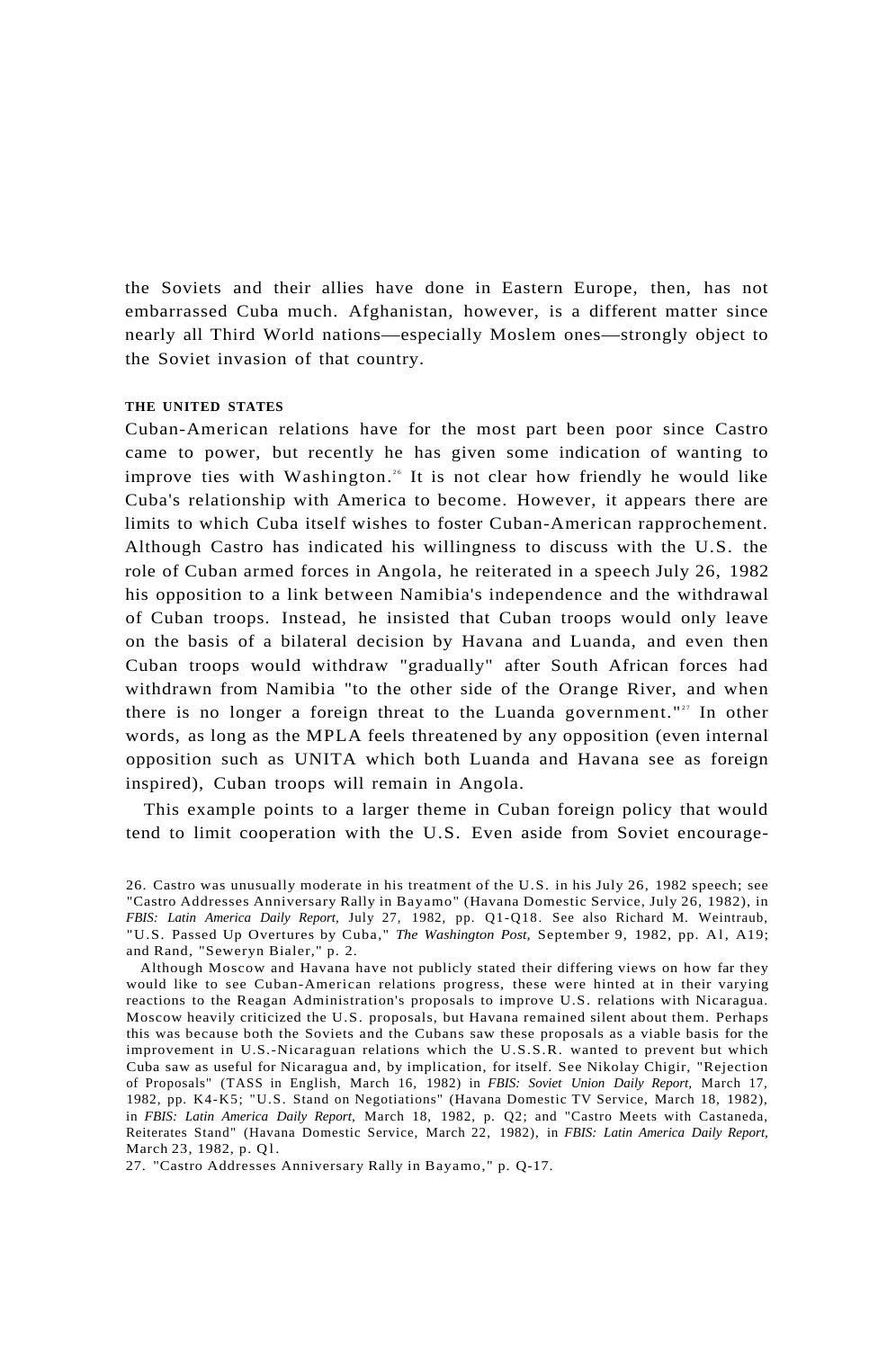the Soviets and their allies have done in Eastern Europe, then, has not embarrassed Cuba much. Afghanistan, however, is a different matter since nearly all Third World nations—especially Moslem ones—strongly object to the Soviet invasion of that country.

### THE UNITED STATES

Cuban-American relations have for the most part been poor since Castro came to power, but recently he has given some indication of wanting to improve ties with Washington.[26] It is not clear how friendly he would like Cuba's relationship with America to become. However, it appears there are limits to which Cuba itself wishes to foster Cuban-American rapprochement. Although Castro has indicated his willingness to discuss with the U.S. the role of Cuban armed forces in Angola, he reiterated in a speech July 26, 1982 his opposition to a link between Namibia's independence and the withdrawal of Cuban troops. Instead, he insisted that Cuban troops would only leave on the basis of a bilateral decision by Havana and Luanda, and even then Cuban troops would withdraw "gradually" after South African forces had withdrawn from Namibia "to the other side of the Orange River, and when there is no longer a foreign threat to the Luanda government."[27] In other words, as long as the MPLA feels threatened by any opposition (even internal opposition such as UNITA which both Luanda and Havana see as foreign inspired), Cuban troops will remain in Angola.

This example points to a larger theme in Cuban foreign policy that would tend to limit cooperation with the U.S. Even aside from Soviet encourage-

26. Castro was unusually moderate in his treatment of the U.S. in his July 26, 1982 speech; see "Castro Addresses Anniversary Rally in Bayamo" (Havana Domestic Service, July 26, 1982), in *FBIS: Latin America Daily Report,* July 27, 1982, pp. Q1-Q18. See also Richard M. Weintraub, "U.S. Passed Up Overtures by Cuba," *The Washington Post,* September 9, 1982, pp. A1, A19; and Rand, "Seweryn Bialer," p. 2.

Although Moscow and Havana have not publicly stated their differing views on how far they would like to see Cuban-American relations progress, these were hinted at in their varying reactions to the Reagan Administration's proposals to improve U.S. relations with Nicaragua. Moscow heavily criticized the U.S. proposals, but Havana remained silent about them. Perhaps this was because both the Soviets and the Cubans saw these proposals as a viable basis for the improvement in U.S.-Nicaraguan relations which the U.S.S.R. wanted to prevent but which Cuba saw as useful for Nicaragua and, by implication, for itself. See Nikolay Chigir, "Rejection of Proposals" (TASS in English, March 16, 1982) in *FBIS: Soviet Union Daily Report,* March 17, 1982, pp. K4-K5; "U.S. Stand on Negotiations" (Havana Domestic TV Service, March 18, 1982), in *FBIS: Latin America Daily Report,* March 18, 1982, p. Q2; and "Castro Meets with Castaneda, Reiterates Stand" (Havana Domestic Service, March 22, 1982), in *FBIS: Latin America Daily Report,* March 23, 1982, p. Q1.

27. "Castro Addresses Anniversary Rally in Bayamo," p. Q-17.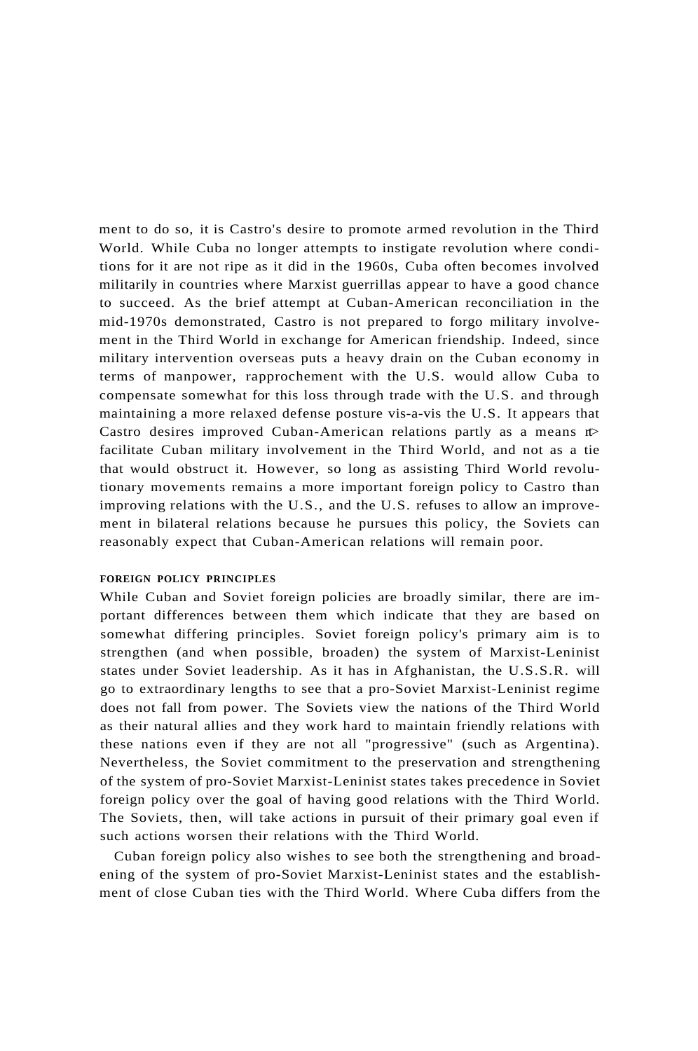ment to do so, it is Castro's desire to promote armed revolution in the Third World. While Cuba no longer attempts to instigate revolution where conditions for it are not ripe as it did in the 1960s, Cuba often becomes involved militarily in countries where Marxist guerrillas appear to have a good chance to succeed. As the brief attempt at Cuban-American reconciliation in the mid-1970s demonstrated, Castro is not prepared to forgo military involvement in the Third World in exchange for American friendship. Indeed, since military intervention overseas puts a heavy drain on the Cuban economy in terms of manpower, rapprochement with the U.S. would allow Cuba to compensate somewhat for this loss through trade with the U.S. and through maintaining a more relaxed defense posture vis-a-vis the U.S. It appears that Castro desires improved Cuban-American relations partly as a means to facilitate Cuban military involvement in the Third World, and not as a tie that would obstruct it. However, so long as assisting Third World revolutionary movements remains a more important foreign policy to Castro than improving relations with the U.S., and the U.S. refuses to allow an improvement in bilateral relations because he pursues this policy, the Soviets can reasonably expect that Cuban-American relations will remain poor.

#### FOREIGN POLICY PRINCIPLES

While Cuban and Soviet foreign policies are broadly similar, there are important differences between them which indicate that they are based on somewhat differing principles. Soviet foreign policy's primary aim is to strengthen (and when possible, broaden) the system of Marxist-Leninist states under Soviet leadership. As it has in Afghanistan, the U.S.S.R. will go to extraordinary lengths to see that a pro-Soviet Marxist-Leninist regime does not fall from power. The Soviets view the nations of the Third World as their natural allies and they work hard to maintain friendly relations with these nations even if they are not all "progressive" (such as Argentina). Nevertheless, the Soviet commitment to the preservation and strengthening of the system of pro-Soviet Marxist-Leninist states takes precedence in Soviet foreign policy over the goal of having good relations with the Third World. The Soviets, then, will take actions in pursuit of their primary goal even if such actions worsen their relations with the Third World.

Cuban foreign policy also wishes to see both the strengthening and broadening of the system of pro-Soviet Marxist-Leninist states and the establishment of close Cuban ties with the Third World. Where Cuba differs from the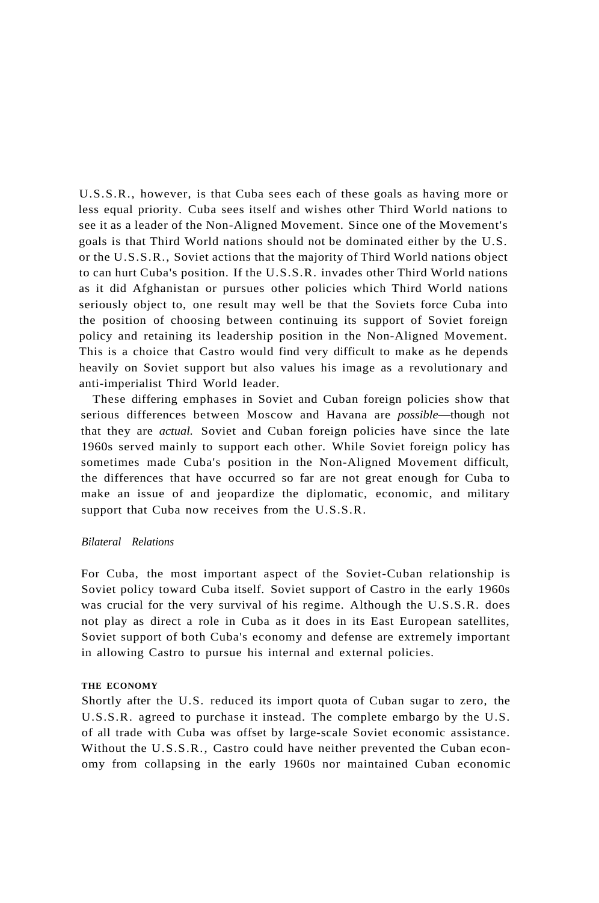U.S.S.R., however, is that Cuba sees each of these goals as having more or less equal priority. Cuba sees itself and wishes other Third World nations to see it as a leader of the Non-Aligned Movement. Since one of the Movement's goals is that Third World nations should not be dominated either by the U.S. or the U.S.S.R., Soviet actions that the majority of Third World nations object to can hurt Cuba's position. If the U.S.S.R. invades other Third World nations as it did Afghanistan or pursues other policies which Third World nations seriously object to, one result may well be that the Soviets force Cuba into the position of choosing between continuing its support of Soviet foreign policy and retaining its leadership position in the Non-Aligned Movement. This is a choice that Castro would find very difficult to make as he depends heavily on Soviet support but also values his image as a revolutionary and anti-imperialist Third World leader.

These differing emphases in Soviet and Cuban foreign policies show that serious differences between Moscow and Havana are *possible*—though not that they are *actual.* Soviet and Cuban foreign policies have since the late 1960s served mainly to support each other. While Soviet foreign policy has sometimes made Cuba's position in the Non-Aligned Movement difficult, the differences that have occurred so far are not great enough for Cuba to make an issue of and jeopardize the diplomatic, economic, and military support that Cuba now receives from the U.S.S.R.

### *Bilateral Relations*

For Cuba, the most important aspect of the Soviet-Cuban relationship is Soviet policy toward Cuba itself. Soviet support of Castro in the early 1960s was crucial for the very survival of his regime. Although the U.S.S.R. does not play as direct a role in Cuba as it does in its East European satellites, Soviet support of both Cuba's economy and defense are extremely important in allowing Castro to pursue his internal and external policies.

#### THE ECONOMY

Shortly after the U.S. reduced its import quota of Cuban sugar to zero, the U.S.S.R. agreed to purchase it instead. The complete embargo by the U.S. of all trade with Cuba was offset by large-scale Soviet economic assistance. Without the U.S.S.R., Castro could have neither prevented the Cuban economy from collapsing in the early 1960s nor maintained Cuban economic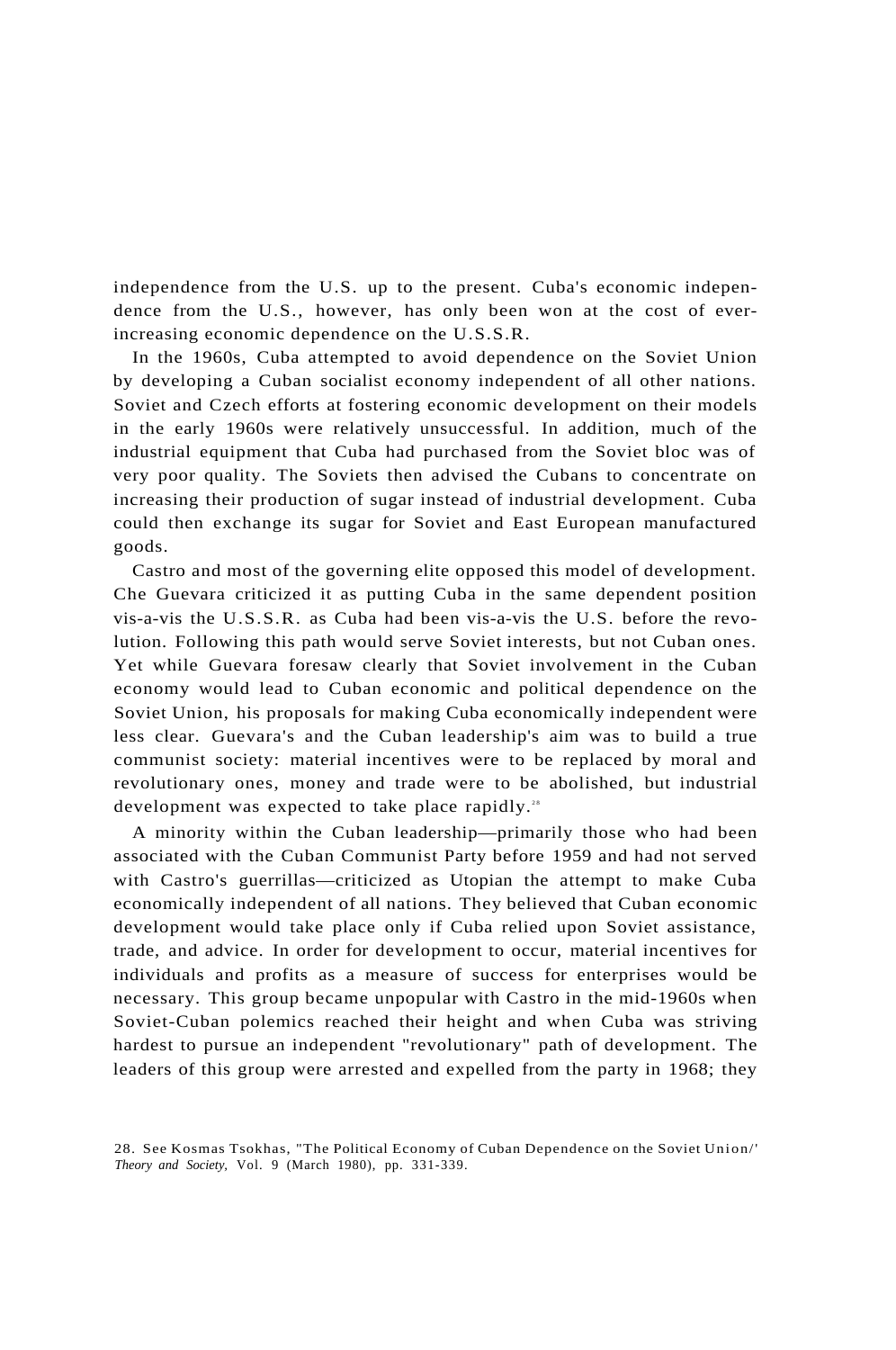independence from the U.S. up to the present. Cuba's economic independence from the U.S., however, has only been won at the cost of ever-increasing economic dependence on the U.S.S.R.

In the 1960s, Cuba attempted to avoid dependence on the Soviet Union by developing a Cuban socialist economy independent of all other nations. Soviet and Czech efforts at fostering economic development on their models in the early 1960s were relatively unsuccessful. In addition, much of the industrial equipment that Cuba had purchased from the Soviet bloc was of very poor quality. The Soviets then advised the Cubans to concentrate on increasing their production of sugar instead of industrial development. Cuba could then exchange its sugar for Soviet and East European manufactured goods.

Castro and most of the governing elite opposed this model of development. Che Guevara criticized it as putting Cuba in the same dependent position vis-a-vis the U.S.S.R. as Cuba had been vis-a-vis the U.S. before the revolution. Following this path would serve Soviet interests, but not Cuban ones. Yet while Guevara foresaw clearly that Soviet involvement in the Cuban economy would lead to Cuban economic and political dependence on the Soviet Union, his proposals for making Cuba economically independent were less clear. Guevara's and the Cuban leadership's aim was to build a true communist society: material incentives were to be replaced by moral and revolutionary ones, money and trade were to be abolished, but industrial development was expected to take place rapidly.[28]

A minority within the Cuban leadership—primarily those who had been associated with the Cuban Communist Party before 1959 and had not served with Castro's guerrillas—criticized as Utopian the attempt to make Cuba economically independent of all nations. They believed that Cuban economic development would take place only if Cuba relied upon Soviet assistance, trade, and advice. In order for development to occur, material incentives for individuals and profits as a measure of success for enterprises would be necessary. This group became unpopular with Castro in the mid-1960s when Soviet-Cuban polemics reached their height and when Cuba was striving hardest to pursue an independent "revolutionary" path of development. The leaders of this group were arrested and expelled from the party in 1968; they

28. See Kosmas Tsokhas, "The Political Economy of Cuban Dependence on the Soviet Union/' *Theory and Society,* Vol. 9 (March 1980), pp. 331-339.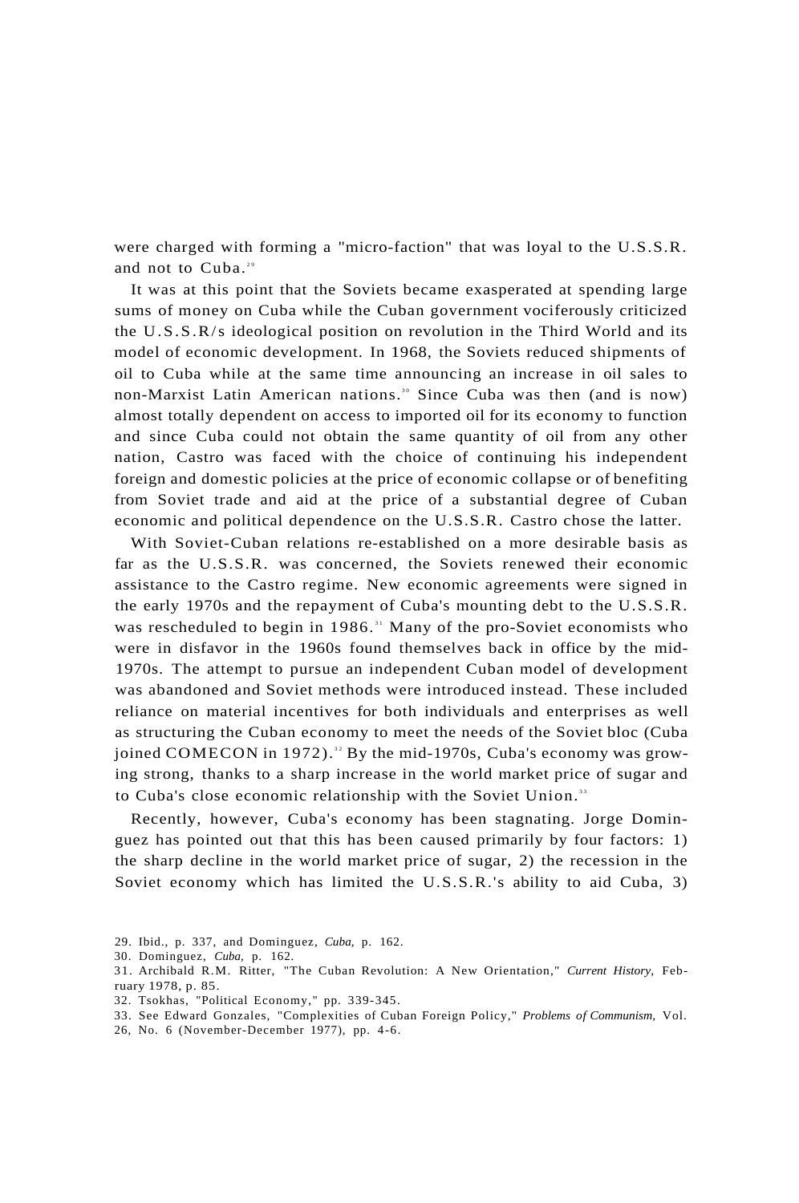were charged with forming a "micro-faction" that was loyal to the U.S.S.R. and not to Cuba.[29]

It was at this point that the Soviets became exasperated at spending large sums of money on Cuba while the Cuban government vociferously criticized the U.S.S.R/s ideological position on revolution in the Third World and its model of economic development. In 1968, the Soviets reduced shipments of oil to Cuba while at the same time announcing an increase in oil sales to non-Marxist Latin American nations.[30] Since Cuba was then (and is now) almost totally dependent on access to imported oil for its economy to function and since Cuba could not obtain the same quantity of oil from any other nation, Castro was faced with the choice of continuing his independent foreign and domestic policies at the price of economic collapse or of benefiting from Soviet trade and aid at the price of a substantial degree of Cuban economic and political dependence on the U.S.S.R. Castro chose the latter.

With Soviet-Cuban relations re-established on a more desirable basis as far as the U.S.S.R. was concerned, the Soviets renewed their economic assistance to the Castro regime. New economic agreements were signed in the early 1970s and the repayment of Cuba's mounting debt to the U.S.S.R. was rescheduled to begin in 1986.[31] Many of the pro-Soviet economists who were in disfavor in the 1960s found themselves back in office by the mid-1970s. The attempt to pursue an independent Cuban model of development was abandoned and Soviet methods were introduced instead. These included reliance on material incentives for both individuals and enterprises as well as structuring the Cuban economy to meet the needs of the Soviet bloc (Cuba joined COMECON in 1972).[32] By the mid-1970s, Cuba's economy was growing strong, thanks to a sharp increase in the world market price of sugar and to Cuba's close economic relationship with the Soviet Union.[33]

Recently, however, Cuba's economy has been stagnating. Jorge Dominguez has pointed out that this has been caused primarily by four factors: 1) the sharp decline in the world market price of sugar, 2) the recession in the Soviet economy which has limited the U.S.S.R.'s ability to aid Cuba, 3)

29. Ibid., p. 337, and Dominguez, *Cuba,* p. 162.

30. Dominguez, *Cuba,* p. 162.

31. Archibald R.M. Ritter, "The Cuban Revolution: A New Orientation," *Current History,* February 1978, p. 85.

32. Tsokhas, "Political Economy," pp. 339-345.

33. See Edward Gonzales, "Complexities of Cuban Foreign Policy," *Problems of Communism,* Vol. 26, No. 6 (November-December 1977), pp. 4-6.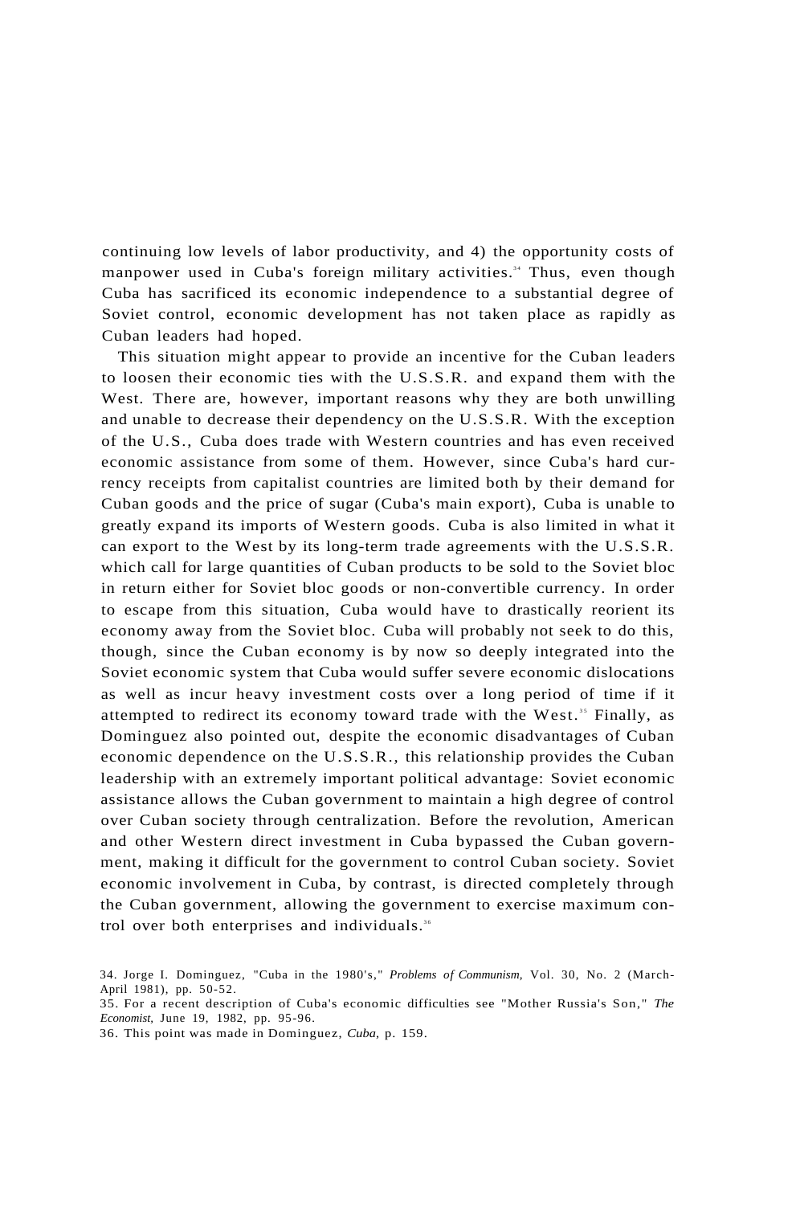continuing low levels of labor productivity, and 4) the opportunity costs of manpower used in Cuba's foreign military activities.[34] Thus, even though Cuba has sacrificed its economic independence to a substantial degree of Soviet control, economic development has not taken place as rapidly as Cuban leaders had hoped.

This situation might appear to provide an incentive for the Cuban leaders to loosen their economic ties with the U.S.S.R. and expand them with the West. There are, however, important reasons why they are both unwilling and unable to decrease their dependency on the U.S.S.R. With the exception of the U.S., Cuba does trade with Western countries and has even received economic assistance from some of them. However, since Cuba's hard currency receipts from capitalist countries are limited both by their demand for Cuban goods and the price of sugar (Cuba's main export), Cuba is unable to greatly expand its imports of Western goods. Cuba is also limited in what it can export to the West by its long-term trade agreements with the U.S.S.R. which call for large quantities of Cuban products to be sold to the Soviet bloc in return either for Soviet bloc goods or non-convertible currency. In order to escape from this situation, Cuba would have to drastically reorient its economy away from the Soviet bloc. Cuba will probably not seek to do this, though, since the Cuban economy is by now so deeply integrated into the Soviet economic system that Cuba would suffer severe economic dislocations as well as incur heavy investment costs over a long period of time if it attempted to redirect its economy toward trade with the West.[35] Finally, as Dominguez also pointed out, despite the economic disadvantages of Cuban economic dependence on the U.S.S.R., this relationship provides the Cuban leadership with an extremely important political advantage: Soviet economic assistance allows the Cuban government to maintain a high degree of control over Cuban society through centralization. Before the revolution, American and other Western direct investment in Cuba bypassed the Cuban government, making it difficult for the government to control Cuban society. Soviet economic involvement in Cuba, by contrast, is directed completely through the Cuban government, allowing the government to exercise maximum control over both enterprises and individuals.[36]

34. Jorge I. Dominguez, "Cuba in the 1980's," *Problems of Communism*, Vol. 30, No. 2 (March-April 1981), pp. 50-52.

35. For a recent description of Cuba's economic difficulties see "Mother Russia's Son," *The Economist*, June 19, 1982, pp. 95-96.

36. This point was made in Dominguez, *Cuba*, p. 159.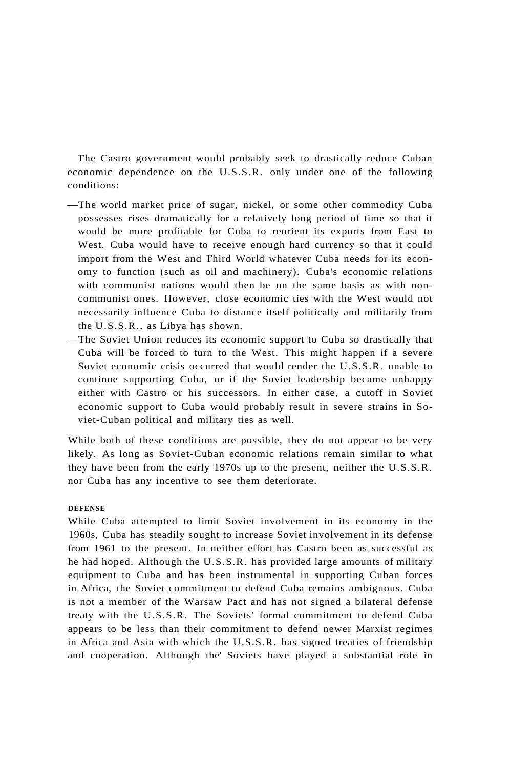The Castro government would probably seek to drastically reduce Cuban economic dependence on the U.S.S.R. only under one of the following conditions:

—The world market price of sugar, nickel, or some other commodity Cuba possesses rises dramatically for a relatively long period of time so that it would be more profitable for Cuba to reorient its exports from East to West. Cuba would have to receive enough hard currency so that it could import from the West and Third World whatever Cuba needs for its economy to function (such as oil and machinery). Cuba's economic relations with communist nations would then be on the same basis as with non-communist ones. However, close economic ties with the West would not necessarily influence Cuba to distance itself politically and militarily from the U.S.S.R., as Libya has shown.

—The Soviet Union reduces its economic support to Cuba so drastically that Cuba will be forced to turn to the West. This might happen if a severe Soviet economic crisis occurred that would render the U.S.S.R. unable to continue supporting Cuba, or if the Soviet leadership became unhappy either with Castro or his successors. In either case, a cutoff in Soviet economic support to Cuba would probably result in severe strains in Soviet-Cuban political and military ties as well.

While both of these conditions are possible, they do not appear to be very likely. As long as Soviet-Cuban economic relations remain similar to what they have been from the early 1970s up to the present, neither the U.S.S.R. nor Cuba has any incentive to see them deteriorate.

#### DEFENSE

While Cuba attempted to limit Soviet involvement in its economy in the 1960s, Cuba has steadily sought to increase Soviet involvement in its defense from 1961 to the present. In neither effort has Castro been as successful as he had hoped. Although the U.S.S.R. has provided large amounts of military equipment to Cuba and has been instrumental in supporting Cuban forces in Africa, the Soviet commitment to defend Cuba remains ambiguous. Cuba is not a member of the Warsaw Pact and has not signed a bilateral defense treaty with the U.S.S.R. The Soviets' formal commitment to defend Cuba appears to be less than their commitment to defend newer Marxist regimes in Africa and Asia with which the U.S.S.R. has signed treaties of friendship and cooperation. Although the' Soviets have played a substantial role in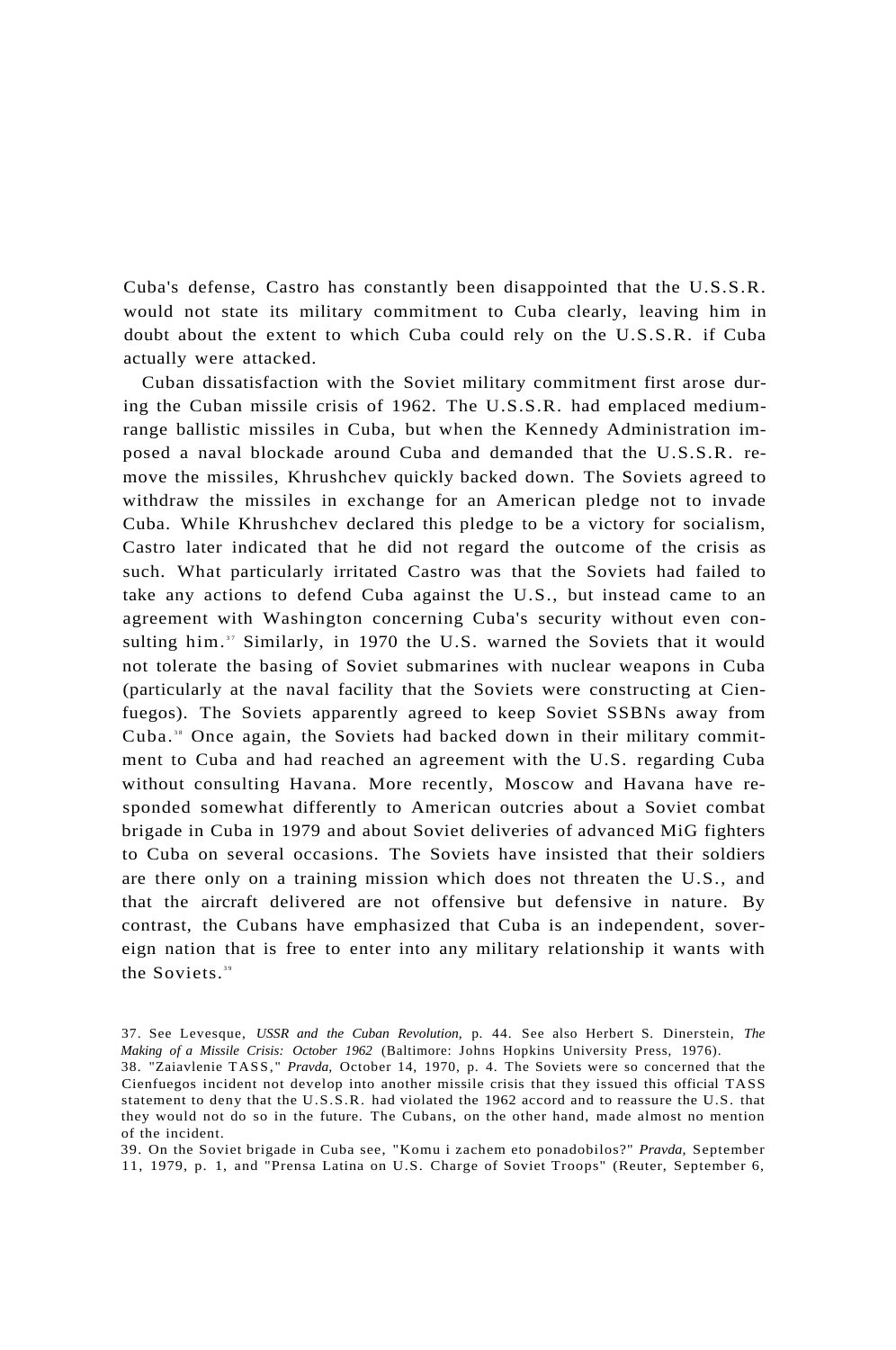Cuba's defense, Castro has constantly been disappointed that the U.S.S.R. would not state its military commitment to Cuba clearly, leaving him in doubt about the extent to which Cuba could rely on the U.S.S.R. if Cuba actually were attacked.

Cuban dissatisfaction with the Soviet military commitment first arose during the Cuban missile crisis of 1962. The U.S.S.R. had emplaced medium-range ballistic missiles in Cuba, but when the Kennedy Administration imposed a naval blockade around Cuba and demanded that the U.S.S.R. remove the missiles, Khrushchev quickly backed down. The Soviets agreed to withdraw the missiles in exchange for an American pledge not to invade Cuba. While Khrushchev declared this pledge to be a victory for socialism, Castro later indicated that he did not regard the outcome of the crisis as such. What particularly irritated Castro was that the Soviets had failed to take any actions to defend Cuba against the U.S., but instead came to an agreement with Washington concerning Cuba's security without even consulting him.[37] Similarly, in 1970 the U.S. warned the Soviets that it would not tolerate the basing of Soviet submarines with nuclear weapons in Cuba (particularly at the naval facility that the Soviets were constructing at Cienfuegos). The Soviets apparently agreed to keep Soviet SSBNs away from Cuba.[38] Once again, the Soviets had backed down in their military commitment to Cuba and had reached an agreement with the U.S. regarding Cuba without consulting Havana. More recently, Moscow and Havana have responded somewhat differently to American outcries about a Soviet combat brigade in Cuba in 1979 and about Soviet deliveries of advanced MiG fighters to Cuba on several occasions. The Soviets have insisted that their soldiers are there only on a training mission which does not threaten the U.S., and that the aircraft delivered are not offensive but defensive in nature. By contrast, the Cubans have emphasized that Cuba is an independent, sovereign nation that is free to enter into any military relationship it wants with the Soviets.[39]

---

37. See Levesque, *USSR and the Cuban Revolution,* p. 44. See also Herbert S. Dinerstein, *The Making of a Missile Crisis: October 1962* (Baltimore: Johns Hopkins University Press, 1976).

38. "Zaiavlenie TASS," *Pravda,* October 14, 1970, p. 4. The Soviets were so concerned that the Cienfuegos incident not develop into another missile crisis that they issued this official TASS statement to deny that the U.S.S.R. had violated the 1962 accord and to reassure the U.S. that they would not do so in the future. The Cubans, on the other hand, made almost no mention of the incident.

39. On the Soviet brigade in Cuba see, "Komu i zachem eto ponadobilos?" *Pravda,* September 11, 1979, p. 1, and "Prensa Latina on U.S. Charge of Soviet Troops" (Reuter, September 6,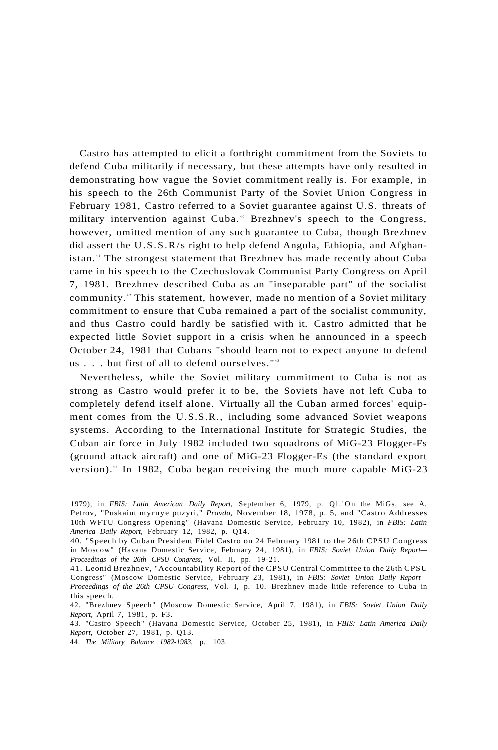Castro has attempted to elicit a forthright commitment from the Soviets to defend Cuba militarily if necessary, but these attempts have only resulted in demonstrating how vague the Soviet commitment really is. For example, in his speech to the 26th Communist Party of the Soviet Union Congress in February 1981, Castro referred to a Soviet guarantee against U.S. threats of military intervention against Cuba.[40] Brezhnev's speech to the Congress, however, omitted mention of any such guarantee to Cuba, though Brezhnev did assert the U.S.S.R/s right to help defend Angola, Ethiopia, and Afghanistan.[41] The strongest statement that Brezhnev has made recently about Cuba came in his speech to the Czechoslovak Communist Party Congress on April 7, 1981. Brezhnev described Cuba as an "inseparable part" of the socialist community.[42] This statement, however, made no mention of a Soviet military commitment to ensure that Cuba remained a part of the socialist community, and thus Castro could hardly be satisfied with it. Castro admitted that he expected little Soviet support in a crisis when he announced in a speech October 24, 1981 that Cubans "should learn not to expect anyone to defend us . . . but first of all to defend ourselves."[43]

Nevertheless, while the Soviet military commitment to Cuba is not as strong as Castro would prefer it to be, the Soviets have not left Cuba to completely defend itself alone. Virtually all the Cuban armed forces' equipment comes from the U.S.S.R., including some advanced Soviet weapons systems. According to the International Institute for Strategic Studies, the Cuban air force in July 1982 included two squadrons of MiG-23 Flogger-Fs (ground attack aircraft) and one of MiG-23 Flogger-Es (the standard export version).[44] In 1982, Cuba began receiving the much more capable MiG-23

1979), in *FBIS: Latin American Daily Report,* September 6, 1979, p. Q1. On the MiGs, see A. Petrov, "Puskaiut myrnye puzyri," *Pravda,* November 18, 1978, p. 5, and "Castro Addresses 10th WFTU Congress Opening" (Havana Domestic Service, February 10, 1982), in *FBIS: Latin America Daily Report,* February 12, 1982, p. Q14.

40. "Speech by Cuban President Fidel Castro on 24 February 1981 to the 26th CPSU Congress in Moscow" (Havana Domestic Service, February 24, 1981), in *FBIS: Soviet Union Daily Report—Proceedings of the 26th CPSU Congress,* Vol. II, pp. 19-21.

41. Leonid Brezhnev, "Accountability Report of the CPSU Central Committee to the 26th CPSU Congress" (Moscow Domestic Service, February 23, 1981), in *FBIS: Soviet Union Daily Report—Proceedings of the 26th CPSU Congress,* Vol. I, p. 10. Brezhnev made little reference to Cuba in this speech.

42. "Brezhnev Speech" (Moscow Domestic Service, April 7, 1981), in *FBIS: Soviet Union Daily Report,* April 7, 1981, p. F3.

43. "Castro Speech" (Havana Domestic Service, October 25, 1981), in *FBIS: Latin America Daily Report,* October 27, 1981, p. Q13.

44. *The Military Balance 1982-1983,* p. 103.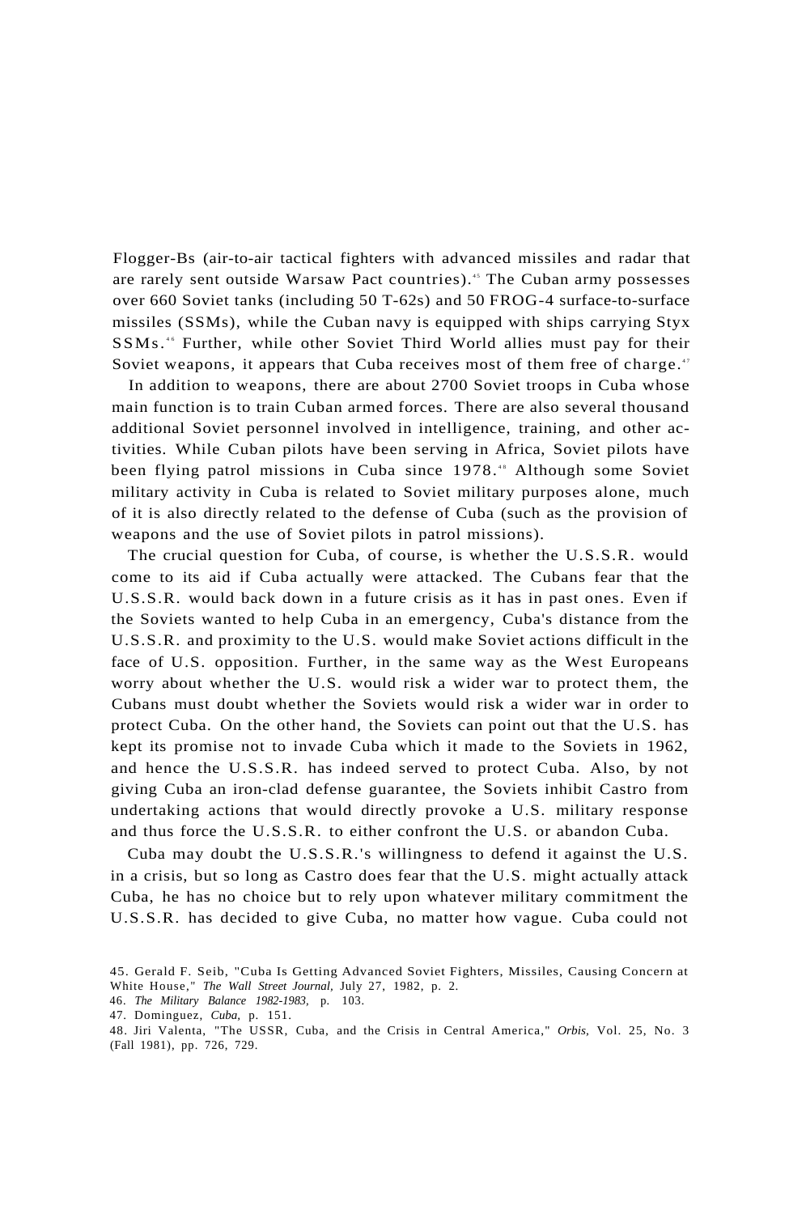Flogger-Bs (air-to-air tactical fighters with advanced missiles and radar that are rarely sent outside Warsaw Pact countries).[45] The Cuban army possesses over 660 Soviet tanks (including 50 T-62s) and 50 FROG-4 surface-to-surface missiles (SSMs), while the Cuban navy is equipped with ships carrying Styx SSMs.[46] Further, while other Soviet Third World allies must pay for their Soviet weapons, it appears that Cuba receives most of them free of charge.[47]

In addition to weapons, there are about 2700 Soviet troops in Cuba whose main function is to train Cuban armed forces. There are also several thousand additional Soviet personnel involved in intelligence, training, and other activities. While Cuban pilots have been serving in Africa, Soviet pilots have been flying patrol missions in Cuba since 1978.[48] Although some Soviet military activity in Cuba is related to Soviet military purposes alone, much of it is also directly related to the defense of Cuba (such as the provision of weapons and the use of Soviet pilots in patrol missions).

The crucial question for Cuba, of course, is whether the U.S.S.R. would come to its aid if Cuba actually were attacked. The Cubans fear that the U.S.S.R. would back down in a future crisis as it has in past ones. Even if the Soviets wanted to help Cuba in an emergency, Cuba's distance from the U.S.S.R. and proximity to the U.S. would make Soviet actions difficult in the face of U.S. opposition. Further, in the same way as the West Europeans worry about whether the U.S. would risk a wider war to protect them, the Cubans must doubt whether the Soviets would risk a wider war in order to protect Cuba. On the other hand, the Soviets can point out that the U.S. has kept its promise not to invade Cuba which it made to the Soviets in 1962, and hence the U.S.S.R. has indeed served to protect Cuba. Also, by not giving Cuba an iron-clad defense guarantee, the Soviets inhibit Castro from undertaking actions that would directly provoke a U.S. military response and thus force the U.S.S.R. to either confront the U.S. or abandon Cuba.

Cuba may doubt the U.S.S.R.'s willingness to defend it against the U.S. in a crisis, but so long as Castro does fear that the U.S. might actually attack Cuba, he has no choice but to rely upon whatever military commitment the U.S.S.R. has decided to give Cuba, no matter how vague. Cuba could not

45. Gerald F. Seib, "Cuba Is Getting Advanced Soviet Fighters, Missiles, Causing Concern at White House," *The Wall Street Journal*, July 27, 1982, p. 2.

46. *The Military Balance 1982-1983*, p. 103.

47. Dominguez, *Cuba*, p. 151.

48. Jiri Valenta, "The USSR, Cuba, and the Crisis in Central America," *Orbis*, Vol. 25, No. 3 (Fall 1981), pp. 726, 729.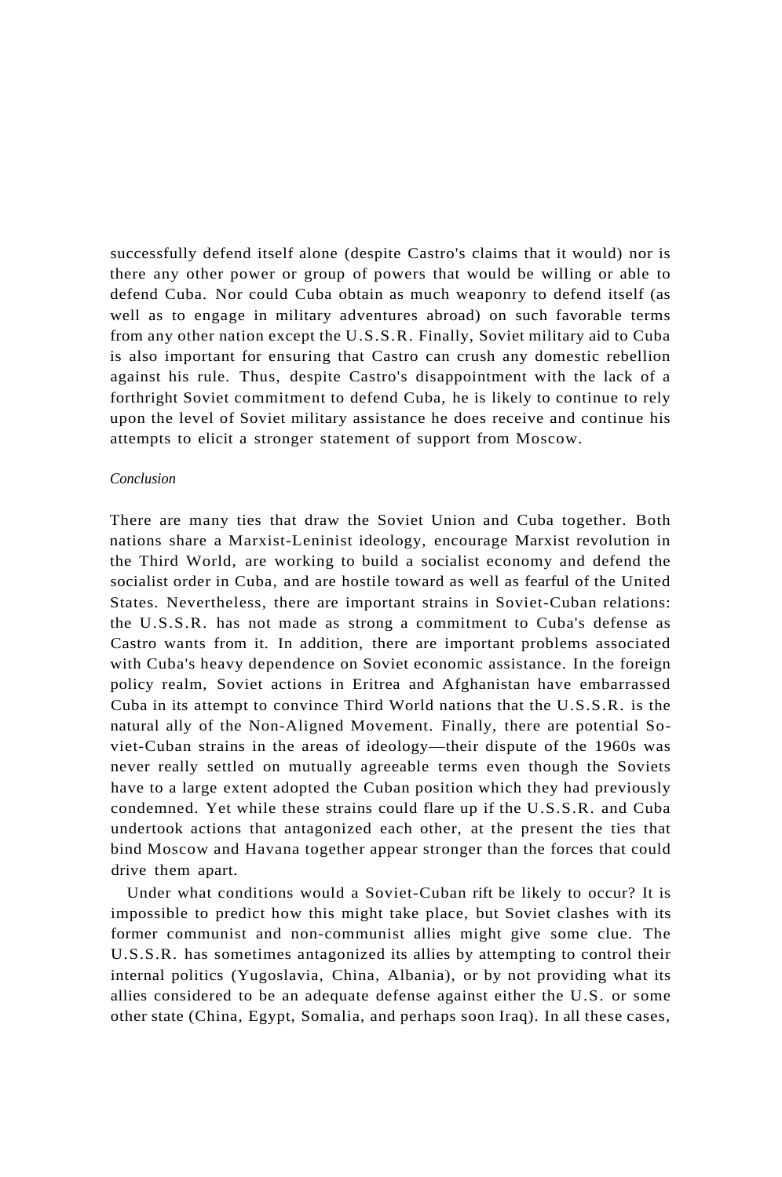successfully defend itself alone (despite Castro's claims that it would) nor is there any other power or group of powers that would be willing or able to defend Cuba. Nor could Cuba obtain as much weaponry to defend itself (as well as to engage in military adventures abroad) on such favorable terms from any other nation except the U.S.S.R. Finally, Soviet military aid to Cuba is also important for ensuring that Castro can crush any domestic rebellion against his rule. Thus, despite Castro's disappointment with the lack of a forthright Soviet commitment to defend Cuba, he is likely to continue to rely upon the level of Soviet military assistance he does receive and continue his attempts to elicit a stronger statement of support from Moscow.

*Conclusion*

There are many ties that draw the Soviet Union and Cuba together. Both nations share a Marxist-Leninist ideology, encourage Marxist revolution in the Third World, are working to build a socialist economy and defend the socialist order in Cuba, and are hostile toward as well as fearful of the United States. Nevertheless, there are important strains in Soviet-Cuban relations: the U.S.S.R. has not made as strong a commitment to Cuba's defense as Castro wants from it. In addition, there are important problems associated with Cuba's heavy dependence on Soviet economic assistance. In the foreign policy realm, Soviet actions in Eritrea and Afghanistan have embarrassed Cuba in its attempt to convince Third World nations that the U.S.S.R. is the natural ally of the Non-Aligned Movement. Finally, there are potential Soviet-Cuban strains in the areas of ideology—their dispute of the 1960s was never really settled on mutually agreeable terms even though the Soviets have to a large extent adopted the Cuban position which they had previously condemned. Yet while these strains could flare up if the U.S.S.R. and Cuba undertook actions that antagonized each other, at the present the ties that bind Moscow and Havana together appear stronger than the forces that could drive them apart.

Under what conditions would a Soviet-Cuban rift be likely to occur? It is impossible to predict how this might take place, but Soviet clashes with its former communist and non-communist allies might give some clue. The U.S.S.R. has sometimes antagonized its allies by attempting to control their internal politics (Yugoslavia, China, Albania), or by not providing what its allies considered to be an adequate defense against either the U.S. or some other state (China, Egypt, Somalia, and perhaps soon Iraq). In all these cases,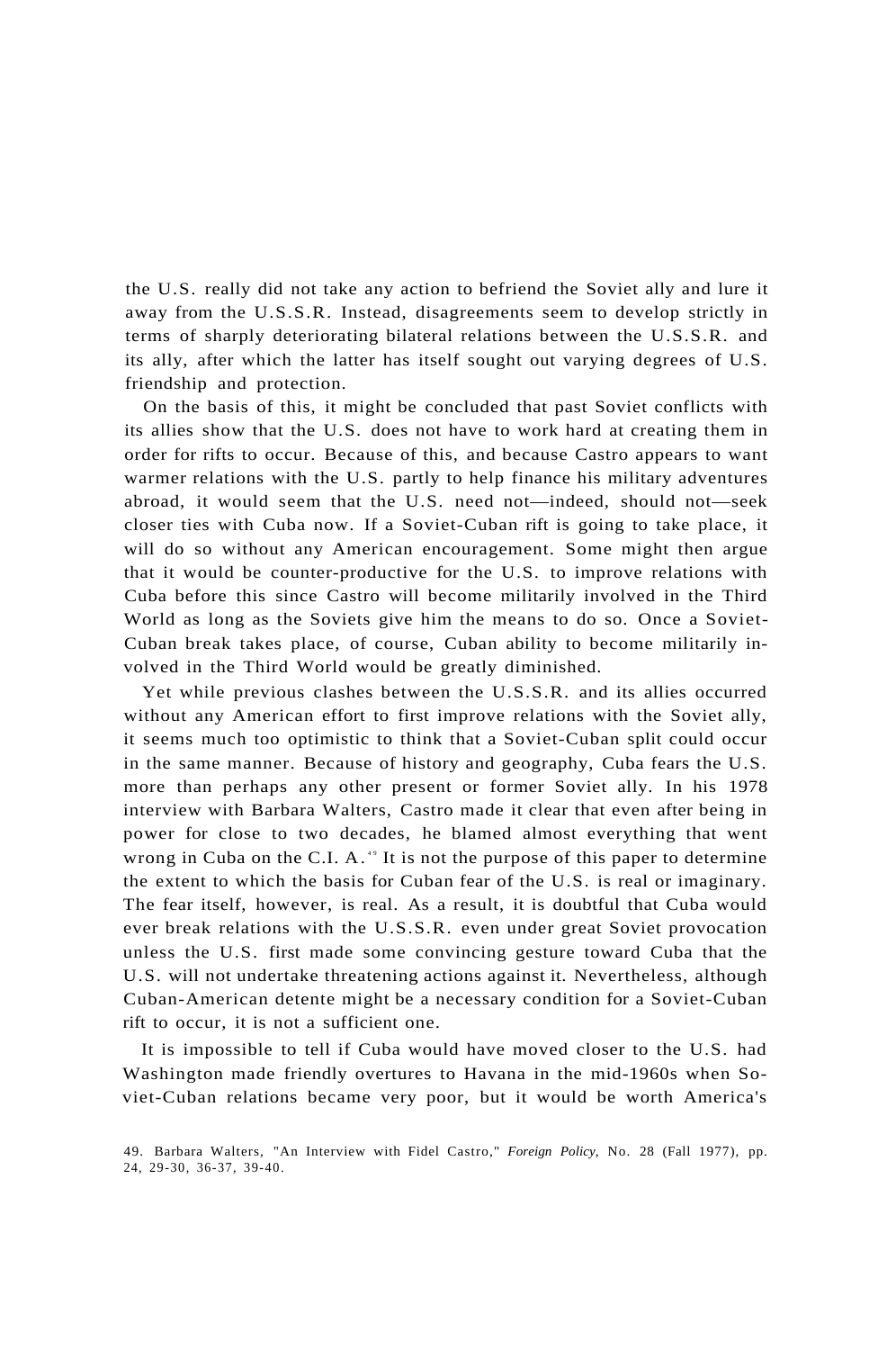the U.S. really did not take any action to befriend the Soviet ally and lure it away from the U.S.S.R. Instead, disagreements seem to develop strictly in terms of sharply deteriorating bilateral relations between the U.S.S.R. and its ally, after which the latter has itself sought out varying degrees of U.S. friendship and protection.

On the basis of this, it might be concluded that past Soviet conflicts with its allies show that the U.S. does not have to work hard at creating them in order for rifts to occur. Because of this, and because Castro appears to want warmer relations with the U.S. partly to help finance his military adventures abroad, it would seem that the U.S. need not—indeed, should not—seek closer ties with Cuba now. If a Soviet-Cuban rift is going to take place, it will do so without any American encouragement. Some might then argue that it would be counter-productive for the U.S. to improve relations with Cuba before this since Castro will become militarily involved in the Third World as long as the Soviets give him the means to do so. Once a Soviet-Cuban break takes place, of course, Cuban ability to become militarily involved in the Third World would be greatly diminished.

Yet while previous clashes between the U.S.S.R. and its allies occurred without any American effort to first improve relations with the Soviet ally, it seems much too optimistic to think that a Soviet-Cuban split could occur in the same manner. Because of history and geography, Cuba fears the U.S. more than perhaps any other present or former Soviet ally. In his 1978 interview with Barbara Walters, Castro made it clear that even after being in power for close to two decades, he blamed almost everything that went wrong in Cuba on the C.I. A.[49] It is not the purpose of this paper to determine the extent to which the basis for Cuban fear of the U.S. is real or imaginary. The fear itself, however, is real. As a result, it is doubtful that Cuba would ever break relations with the U.S.S.R. even under great Soviet provocation unless the U.S. first made some convincing gesture toward Cuba that the U.S. will not undertake threatening actions against it. Nevertheless, although Cuban-American detente might be a necessary condition for a Soviet-Cuban rift to occur, it is not a sufficient one.

It is impossible to tell if Cuba would have moved closer to the U.S. had Washington made friendly overtures to Havana in the mid-1960s when Soviet-Cuban relations became very poor, but it would be worth America's

49. Barbara Walters, "An Interview with Fidel Castro," *Foreign Policy,* No. 28 (Fall 1977), pp. 24, 29-30, 36-37, 39-40.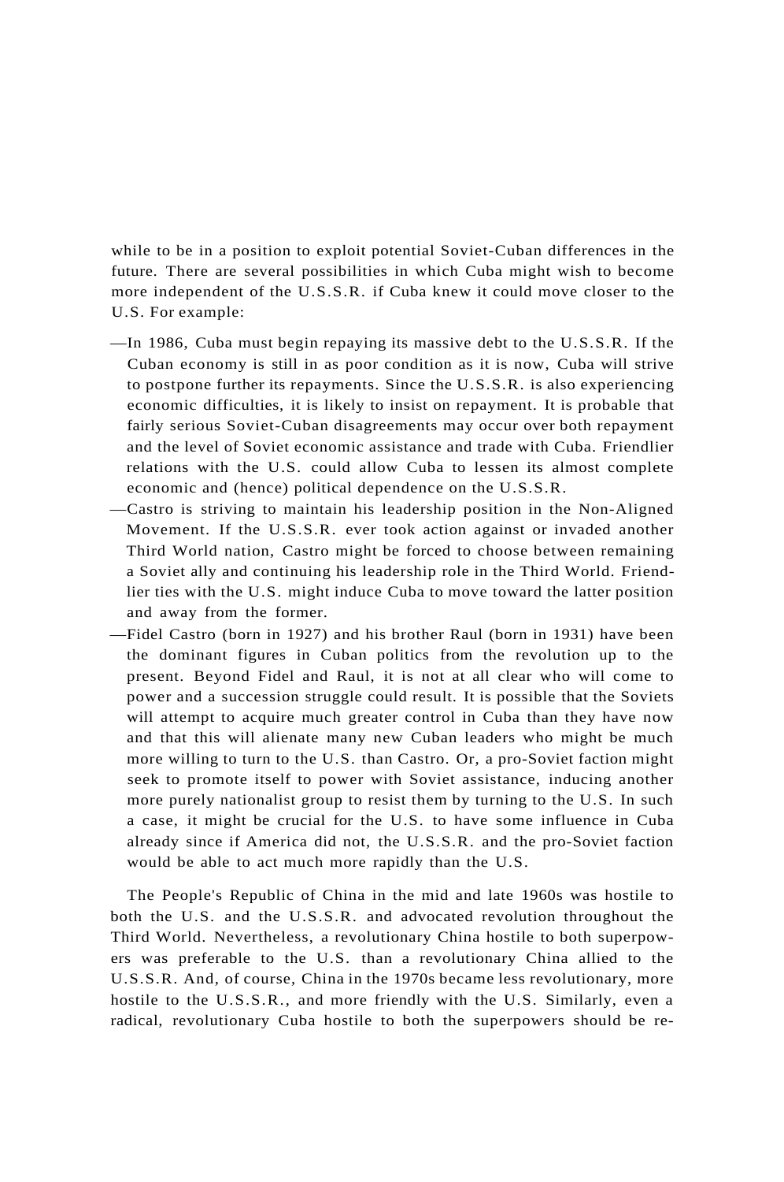while to be in a position to exploit potential Soviet-Cuban differences in the future. There are several possibilities in which Cuba might wish to become more independent of the U.S.S.R. if Cuba knew it could move closer to the U.S. For example:

—In 1986, Cuba must begin repaying its massive debt to the U.S.S.R. If the Cuban economy is still in as poor condition as it is now, Cuba will strive to postpone further its repayments. Since the U.S.S.R. is also experiencing economic difficulties, it is likely to insist on repayment. It is probable that fairly serious Soviet-Cuban disagreements may occur over both repayment and the level of Soviet economic assistance and trade with Cuba. Friendlier relations with the U.S. could allow Cuba to lessen its almost complete economic and (hence) political dependence on the U.S.S.R.

—Castro is striving to maintain his leadership position in the Non-Aligned Movement. If the U.S.S.R. ever took action against or invaded another Third World nation, Castro might be forced to choose between remaining a Soviet ally and continuing his leadership role in the Third World. Friendlier ties with the U.S. might induce Cuba to move toward the latter position and away from the former.

—Fidel Castro (born in 1927) and his brother Raul (born in 1931) have been the dominant figures in Cuban politics from the revolution up to the present. Beyond Fidel and Raul, it is not at all clear who will come to power and a succession struggle could result. It is possible that the Soviets will attempt to acquire much greater control in Cuba than they have now and that this will alienate many new Cuban leaders who might be much more willing to turn to the U.S. than Castro. Or, a pro-Soviet faction might seek to promote itself to power with Soviet assistance, inducing another more purely nationalist group to resist them by turning to the U.S. In such a case, it might be crucial for the U.S. to have some influence in Cuba already since if America did not, the U.S.S.R. and the pro-Soviet faction would be able to act much more rapidly than the U.S.

The People's Republic of China in the mid and late 1960s was hostile to both the U.S. and the U.S.S.R. and advocated revolution throughout the Third World. Nevertheless, a revolutionary China hostile to both superpowers was preferable to the U.S. than a revolutionary China allied to the U.S.S.R. And, of course, China in the 1970s became less revolutionary, more hostile to the U.S.S.R., and more friendly with the U.S. Similarly, even a radical, revolutionary Cuba hostile to both the superpowers should be re-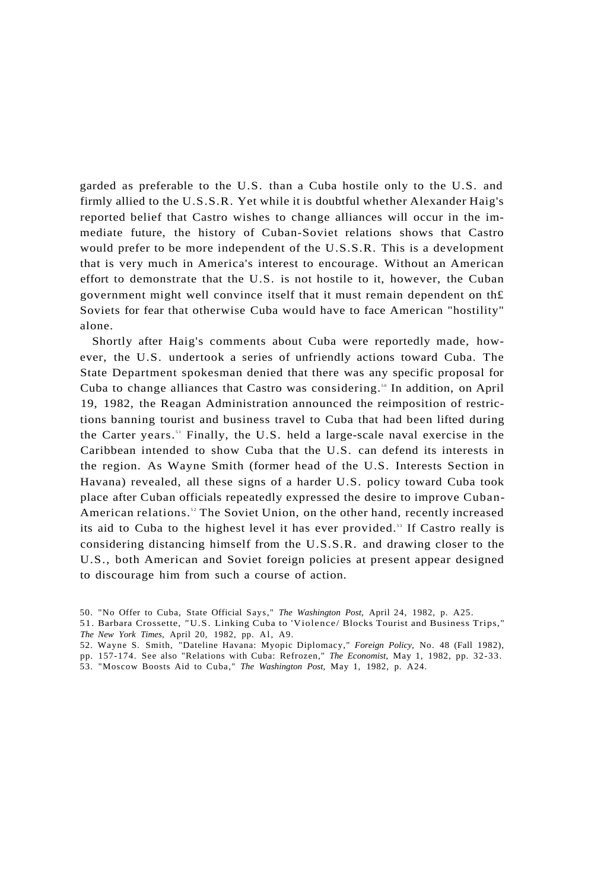garded as preferable to the U.S. than a Cuba hostile only to the U.S. and firmly allied to the U.S.S.R. Yet while it is doubtful whether Alexander Haig's reported belief that Castro wishes to change alliances will occur in the immediate future, the history of Cuban-Soviet relations shows that Castro would prefer to be more independent of the U.S.S.R. This is a development that is very much in America's interest to encourage. Without an American effort to demonstrate that the U.S. is not hostile to it, however, the Cuban government might well convince itself that it must remain dependent on th£ Soviets for fear that otherwise Cuba would have to face American "hostility" alone.

Shortly after Haig's comments about Cuba were reportedly made, however, the U.S. undertook a series of unfriendly actions toward Cuba. The State Department spokesman denied that there was any specific proposal for Cuba to change alliances that Castro was considering.[50] In addition, on April 19, 1982, the Reagan Administration announced the reimposition of restrictions banning tourist and business travel to Cuba that had been lifted during the Carter years.[51] Finally, the U.S. held a large-scale naval exercise in the Caribbean intended to show Cuba that the U.S. can defend its interests in the region. As Wayne Smith (former head of the U.S. Interests Section in Havana) revealed, all these signs of a harder U.S. policy toward Cuba took place after Cuban officials repeatedly expressed the desire to improve Cuban-American relations.[52] The Soviet Union, on the other hand, recently increased its aid to Cuba to the highest level it has ever provided.[53] If Castro really is considering distancing himself from the U.S.S.R. and drawing closer to the U.S., both American and Soviet foreign policies at present appear designed to discourage him from such a course of action.

50. "No Offer to Cuba, State Official Says," *The Washington Post,* April 24, 1982, p. A25.

51. Barbara Crossette, "U.S. Linking Cuba to 'Violence/ Blocks Tourist and Business Trips," *The New York Times,* April 20, 1982, pp. Al, A9.

52. Wayne S. Smith, "Dateline Havana: Myopic Diplomacy," *Foreign Policy,* No. 48 (Fall 1982), pp. 157-174. See also "Relations with Cuba: Refrozen," *The Economist,* May 1, 1982, pp. 32-33.

53. "Moscow Boosts Aid to Cuba," *The Washington Post,* May 1, 1982, p. A24.